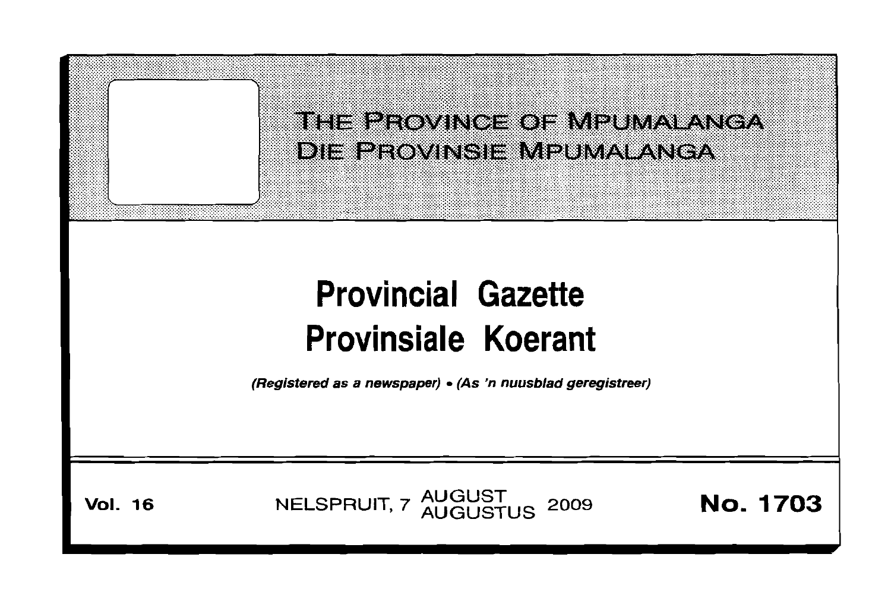# THE PROVINCE OF MPUMALANGA
# DIE PROVINSIE MPUMALANGA

# Provincial Gazette
# Provinsiale Koerant

*(Registered as a newspaper) • (As 'n nuusblad geregistreer)*

**Vol. 16** NELSPRUIT, 7 AUGUST AUGUSTUS 2009 **No. 1703**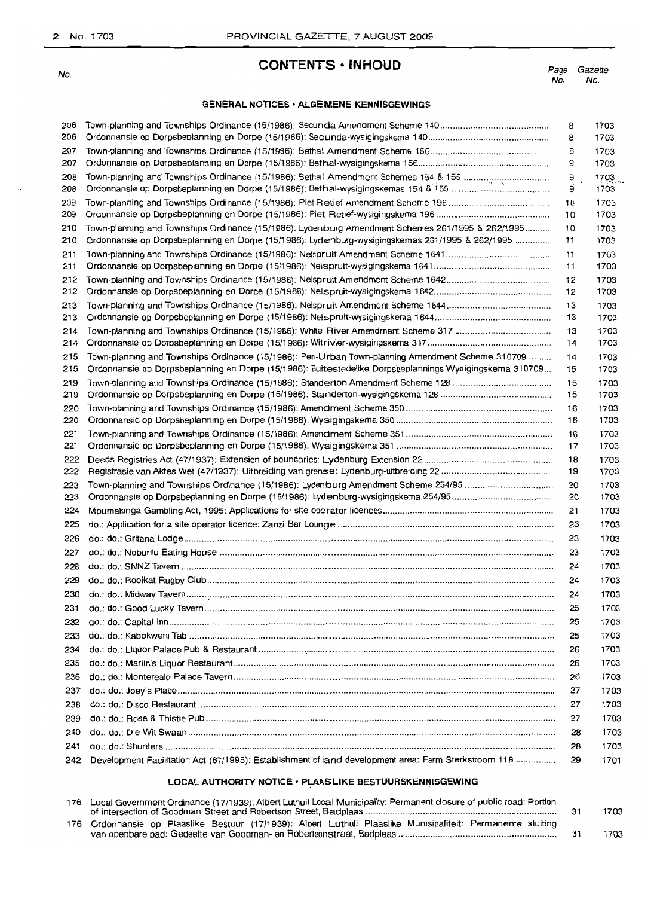# CONTENTS · INHOUD

## GENERAL NOTICES · ALGEMENE KENNISGEWINGS

| No. | | Page No. | Gazette No. |
|---|---|---|---|
| 206 | Town-planning and Townships Ordinance (15/1986): Secunda Amendment Scheme 140 | 8 | 1703 |
| 206 | Ordonnansie op Dorpsbeplanning en Dorpe (15/1986): Secunda-wysigingskema 140 | 8 | 1703 |
| 207 | Town-planning and Townships Ordinance (15/1986): Bethal Amendment Scheme 156 | 8 | 1703 |
| 207 | Ordonnansie op Dorpsbeplanning en Dorpe (15/1986): Bethal-wysigingskema 156 | 9 | 1703 |
| 208 | Town-planning and Townships Ordinance (15/1986): Bethal Amendment Schemes 154 & 155 | 9 | 1703 |
| 208 | Ordonnansie op Dorpsbeplanning en Dorpe (15/1986): Bethal-wysigingskemas 154 & 155 | 9 | 1703 |
| 209 | Town-planning and Townships Ordinance (15/1986): Piet Retief Amendment Scheme 196 | 10 | 1703 |
| 209 | Ordonnansie op Dorpsbeplanning en Dorpe (15/1986): Piet Retief-wysigingskema 196 | 10 | 1703 |
| 210 | Town-planning and Townships Ordinance (15/1986): Lydenburg Amendment Schemes 261/1995 & 262/1995 | 10 | 1703 |
| 210 | Ordonnansie op Dorpsbeplanning en Dorpe (15/1986): Lydenburg-wysigingskemas 261/1995 & 262/1995 | 11 | 1703 |
| 211 | Town-planning and Townships Ordinance (15/1986): Nelspruit Amendment Scheme 1641 | 11 | 1703 |
| 211 | Ordonnansie op Dorpsbeplanning en Dorpe (15/1986): Nelspruit-wysigingskema 1641 | 11 | 1703 |
| 212 | Town-planning and Townships Ordinance (15/1986): Nelspruit Amendment Scheme 1642 | 12 | 1703 |
| 212 | Ordonnansie op Dorpsbeplanning en Dorpe (15/1986): Nelspruit-wysigingskema 1642 | 12 | 1703 |
| 213 | Town-planning and Townships Ordinance (15/1986): Nelspruit Amendment Scheme 1644 | 13 | 1703 |
| 213 | Ordonnansie op Dorpsbeplanning en Dorpe (15/1986): Nelspruit-wysigingskema 1644 | 13 | 1703 |
| 214 | Town-planning and Townships Ordinance (15/1986): White River Amendment Scheme 317 | 13 | 1703 |
| 214 | Ordonnansie op Dorpsbeplanning en Dorpe (15/1986): Witrivier-wysigingskema 317 | 14 | 1703 |
| 215 | Town-planning and Townships Ordinance (15/1986): Peri-Urban Town-planning Amendment Scheme 310709 | 14 | 1703 |
| 215 | Ordonnansie op Dorpsbeplanning en Dorpe (15/1986): Buitestedelike Dorpsbeplannings Wysigingskema 310709 | 15 | 1703 |
| 219 | Town-planning and Townships Ordinance (15/1986): Standerton Amendment Scheme 128 | 15 | 1703 |
| 219 | Ordonnansie op Dorpsbeplanning en Dorpe (15/1986): Standerton-wysigingskema 128 | 15 | 1703 |
| 220 | Town-planning and Townships Ordinance (15/1986): Amendment Scheme 350 | 16 | 1703 |
| 220 | Ordonnansie op Dorpsbeplanning en Dorpe (15/1986): Wysigingskema 350 | 16 | 1703 |
| 221 | Town-planning and Townships Ordinance (15/1986): Amendment Scheme 351 | 16 | 1703 |
| 221 | Ordonnansie op Dorpsbeplanning en Dorpe (15/1986): Wysigingskema 351 | 17 | 1703 |
| 222 | Deeds Registries Act (47/1937): Extension of boundaries: Lydenburg Extension 22 | 18 | 1703 |
| 222 | Registrasie van Aktes Wet (47/1937): Uitbreiding van grense: Lydenburg-uitbreiding 22 | 19 | 1703 |
| 223 | Town-planning and Townships Ordinance (15/1986): Lydenburg Amendment Scheme 254/95 | 20 | 1703 |
| 223 | Ordonnansie op Dorpsbeplanning en Dorpe (15/1986): Lydenburg-wysigingskema 254/95 | 20 | 1703 |
| 224 | Mpumalanga Gambling Act, 1995: Applications for site operator licences | 21 | 1703 |
| 225 | do.: Application for a site operator licence: Zanzi Bar Lounge | 23 | 1703 |
| 226 | do.: do.: Gritana Lodge | 23 | 1703 |
| 227 | do.: do.: Noburitu Eating House | 23 | 1703 |
| 228 | do.: do.: SNNZ Tavern | 24 | 1703 |
| 229 | do.: do.: Rooikat Rugby Club | 24 | 1703 |
| 230 | do.: do.: Midway Tavern | 24 | 1703 |
| 231 | do.: do.: Good Lucky Tavern | 25 | 1703 |
| 232 | do.: do.: Capital Inn | 25 | 1703 |
| 233 | do.: do.: Kabokweni Tab | 25 | 1703 |
| 234 | do.: do.: Liquor Palace Pub & Restaurant | 26 | 1703 |
| 235 | do.: do.: Marlin's Liquor Restaurant | 26 | 1703 |
| 236 | do.: do.: Monterealo Palace Tavern | 26 | 1703 |
| 237 | do.: do.: Joey's Place | 27 | 1703 |
| 238 | do.: do.: Disco Restaurant | 27 | 1703 |
| 239 | do.: do.: Rose & Thistle Pub | 27 | 1703 |
| 240 | do.: do.: Die Wit Swaan | 28 | 1703 |
| 241 | do.: do.: Shunters | 28 | 1703 |
| 242 | Development Facilitation Act (67/1995): Establishment of land development area: Farm Sterkstroom 118 | 29 | 1701 |

## LOCAL AUTHORITY NOTICE · PLAASLIKE BESTUURSKENNISGEWING

| No. | | Page No. | Gazette No. |
|---|---|---|---|
| 176 | Local Government Ordinance (17/1939): Albert Luthuli Local Municipality: Permanent closure of public road: Portion of intersection of Goodman Street and Robertson Street, Badplaas | 31 | 1703 |
| 176 | Ordonnansie op Plaaslike Bestuur (17/1939): Albert Luthuli Plaaslike Munisipaliteit: Permanente sluiting van openbare pad: Gedeelte van Goodman- en Robertsonstraat, Badplaas | 31 | 1703 |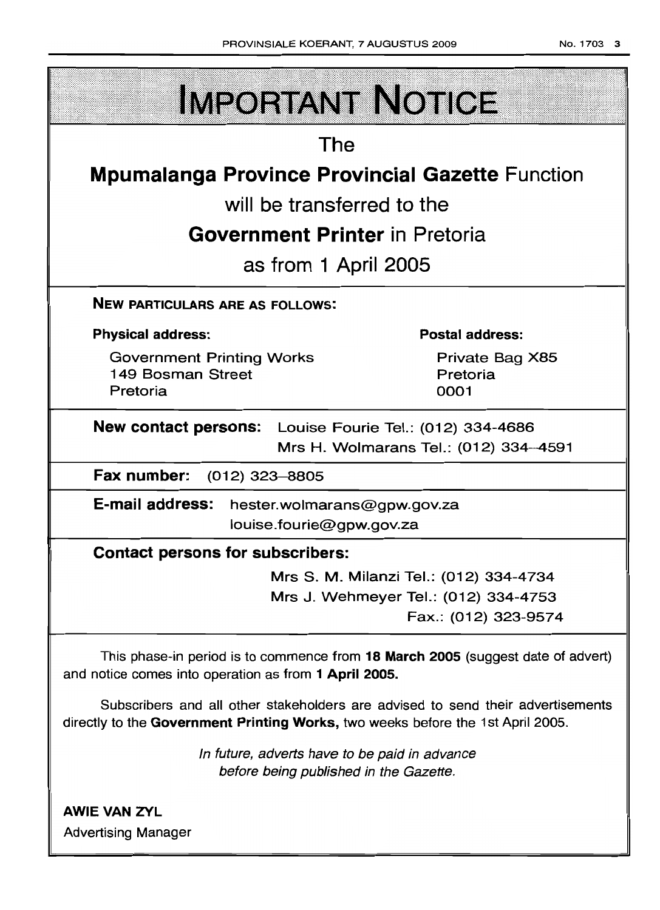# IMPORTANT NOTICE

The

**Mpumalanga Province Provincial Gazette** Function

will be transferred to the

**Government Printer** in Pretoria

as from 1 April 2005

**NEW PARTICULARS ARE AS FOLLOWS:**

**Physical address:**

Government Printing Works
149 Bosman Street
Pretoria

**Postal address:**

Private Bag X85
Pretoria
0001

**New contact persons:** Louise Fourie Tel.: (012) 334-4686
Mrs H. Wolmarans Tel.: (012) 334–4591

**Fax number:** (012) 323–8805

**E-mail address:** hester.wolmarans@gpw.gov.za
louise.fourie@gpw.gov.za

**Contact persons for subscribers:**

Mrs S. M. Milanzi Tel.: (012) 334-4734
Mrs J. Wehmeyer Tel.: (012) 334-4753
Fax.: (012) 323-9574

This phase-in period is to commence from **18 March 2005** (suggest date of advert) and notice comes into operation as from **1 April 2005.**

Subscribers and all other stakeholders are advised to send their advertisements directly to the **Government Printing Works,** two weeks before the 1st April 2005.

*In future, adverts have to be paid in advance before being published in the Gazette.*

**AWIE VAN ZYL**
Advertising Manager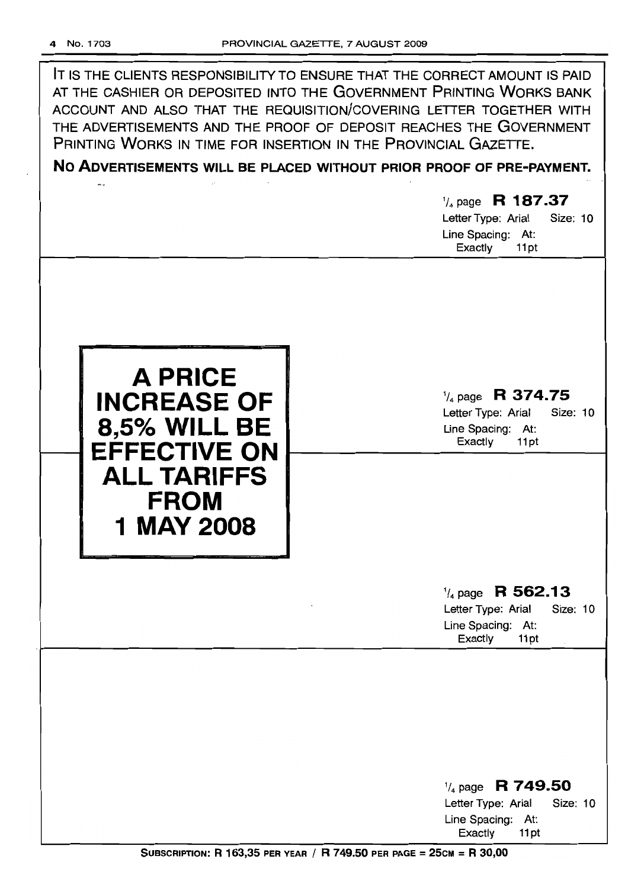IT IS THE CLIENTS RESPONSIBILITY TO ENSURE THAT THE CORRECT AMOUNT IS PAID AT THE CASHIER OR DEPOSITED INTO THE GOVERNMENT PRINTING WORKS BANK ACCOUNT AND ALSO THAT THE REQUISITION/COVERING LETTER TOGETHER WITH THE ADVERTISEMENTS AND THE PROOF OF DEPOSIT REACHES THE GOVERNMENT PRINTING WORKS IN TIME FOR INSERTION IN THE PROVINCIAL GAZETTE.

**NO ADVERTISEMENTS WILL BE PLACED WITHOUT PRIOR PROOF OF PRE-PAYMENT.**

1/4 page **R 187.37**
Letter Type: Arial Size: 10
Line Spacing: At: Exactly 11pt

**A PRICE INCREASE OF 8,5% WILL BE EFFECTIVE ON ALL TARIFFS FROM 1 MAY 2008**

1/4 page **R 374.75**
Letter Type: Arial Size: 10
Line Spacing: At: Exactly 11pt

1/4 page **R 562.13**
Letter Type: Arial Size: 10
Line Spacing: At: Exactly 11pt

1/4 page **R 749.50**
Letter Type: Arial Size: 10
Line Spacing: At: Exactly 11pt

**SUBSCRIPTION: R 163,35 PER YEAR / R 749.50 PER PAGE = 25CM = R 30,00**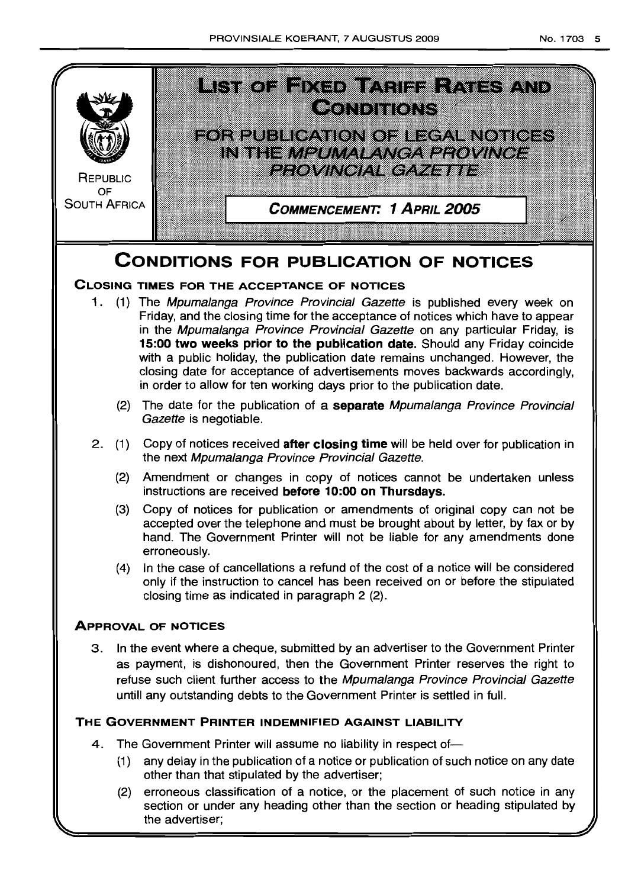REPUBLIC OF SOUTH AFRICA

# LIST OF FIXED TARIFF RATES AND CONDITIONS

## FOR PUBLICATION OF LEGAL NOTICES IN THE *MPUMALANGA PROVINCE PROVINCIAL GAZETTE*

**COMMENCEMENT: 1 APRIL 2005**

# CONDITIONS FOR PUBLICATION OF NOTICES

### CLOSING TIMES FOR THE ACCEPTANCE OF NOTICES

1. (1) The *Mpumalanga Province Provincial Gazette* is published every week on Friday, and the closing time for the acceptance of notices which have to appear in the *Mpumalanga Province Provincial Gazette* on any particular Friday, is **15:00 two weeks prior to the publication date.** Should any Friday coincide with a public holiday, the publication date remains unchanged. However, the closing date for acceptance of advertisements moves backwards accordingly, in order to allow for ten working days prior to the publication date.

   (2) The date for the publication of a **separate** *Mpumalanga Province Provincial Gazette* is negotiable.

2. (1) Copy of notices received **after closing time** will be held over for publication in the next *Mpumalanga Province Provincial Gazette.*

   (2) Amendment or changes in copy of notices cannot be undertaken unless instructions are received **before 10:00 on Thursdays.**

   (3) Copy of notices for publication or amendments of original copy can not be accepted over the telephone and must be brought about by letter, by fax or by hand. The Government Printer will not be liable for any amendments done erroneously.

   (4) In the case of cancellations a refund of the cost of a notice will be considered only if the instruction to cancel has been received on or before the stipulated closing time as indicated in paragraph 2 (2).

### APPROVAL OF NOTICES

3. In the event where a cheque, submitted by an advertiser to the Government Printer as payment, is dishonoured, then the Government Printer reserves the right to refuse such client further access to the *Mpumalanga Province Provincial Gazette* untill any outstanding debts to the Government Printer is settled in full.

### THE GOVERNMENT PRINTER INDEMNIFIED AGAINST LIABILITY

4. The Government Printer will assume no liability in respect of—

   (1) any delay in the publication of a notice or publication of such notice on any date other than that stipulated by the advertiser;

   (2) erroneous classification of a notice, or the placement of such notice in any section or under any heading other than the section or heading stipulated by the advertiser;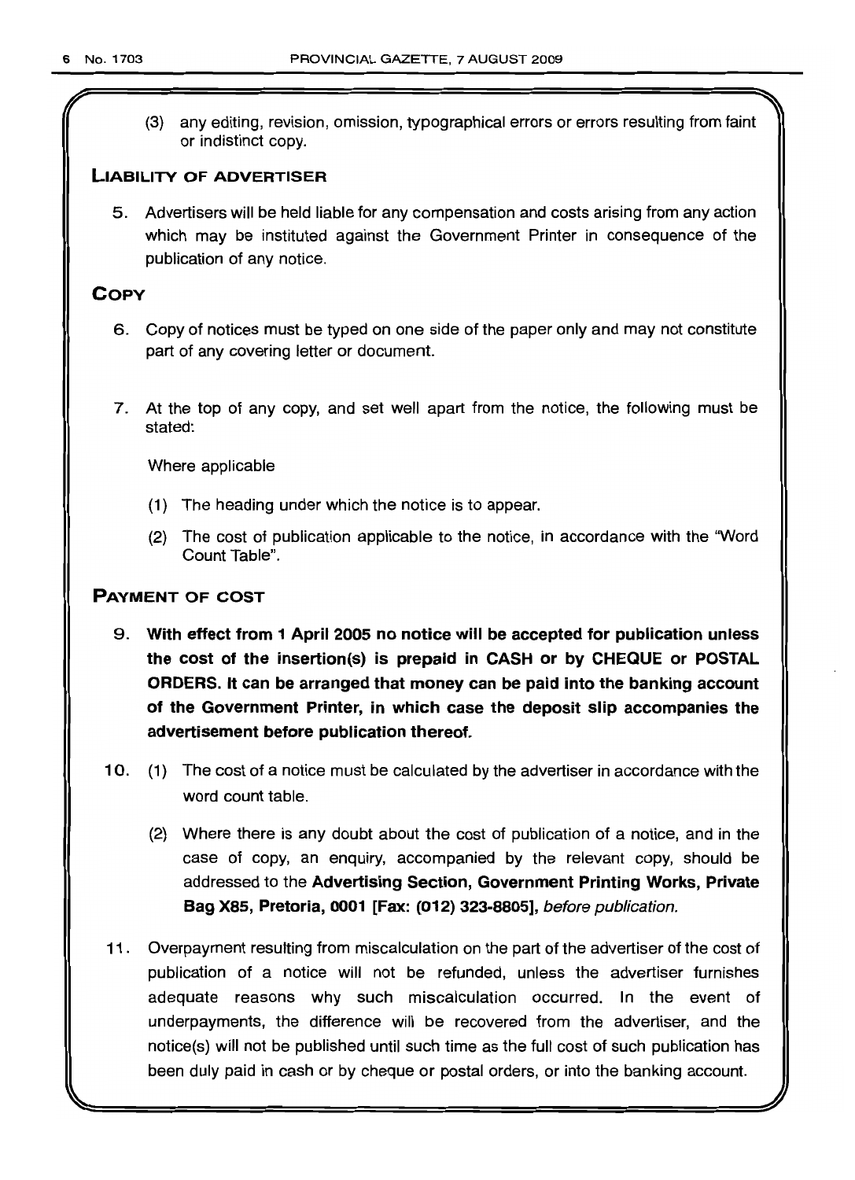(3) any editing, revision, omission, typographical errors or errors resulting from faint or indistinct copy.

## LIABILITY OF ADVERTISER

5. Advertisers will be held liable for any compensation and costs arising from any action which may be instituted against the Government Printer in consequence of the publication of any notice.

## COPY

6. Copy of notices must be typed on one side of the paper only and may not constitute part of any covering letter or document.

7. At the top of any copy, and set well apart from the notice, the following must be stated:

   Where applicable

   (1) The heading under which the notice is to appear.

   (2) The cost of publication applicable to the notice, in accordance with the "Word Count Table".

## PAYMENT OF COST

9. **With effect from 1 April 2005 no notice will be accepted for publication unless the cost of the insertion(s) is prepaid in CASH or by CHEQUE or POSTAL ORDERS. It can be arranged that money can be paid into the banking account of the Government Printer, in which case the deposit slip accompanies the advertisement before publication thereof.**

10. (1) The cost of a notice must be calculated by the advertiser in accordance with the word count table.

    (2) Where there is any doubt about the cost of publication of a notice, and in the case of copy, an enquiry, accompanied by the relevant copy, should be addressed to the **Advertising Section, Government Printing Works, Private Bag X85, Pretoria, 0001 [Fax: (012) 323-8805]**, *before publication.*

11. Overpayment resulting from miscalculation on the part of the advertiser of the cost of publication of a notice will not be refunded, unless the advertiser furnishes adequate reasons why such miscalculation occurred. In the event of underpayments, the difference will be recovered from the advertiser, and the notice(s) will not be published until such time as the full cost of such publication has been duly paid in cash or by cheque or postal orders, or into the banking account.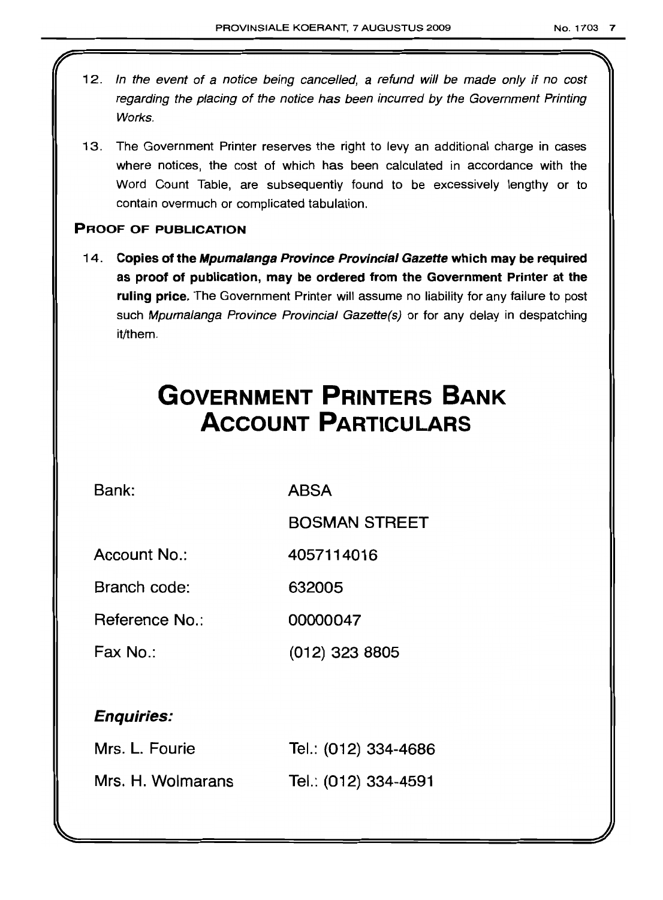12. *In the event of a notice being cancelled, a refund will be made only if no cost regarding the placing of the notice has been incurred by the Government Printing Works.*

13. The Government Printer reserves the right to levy an additional charge in cases where notices, the cost of which has been calculated in accordance with the Word Count Table, are subsequently found to be excessively lengthy or to contain overmuch or complicated tabulation.

### PROOF OF PUBLICATION

14. **Copies of the *Mpumalanga Province Provincial Gazette* which may be required as proof of publication, may be ordered from the Government Printer at the ruling price.** The Government Printer will assume no liability for any failure to post such *Mpumalanga Province Provincial Gazette(s)* or for any delay in despatching it/them.

# GOVERNMENT PRINTERS BANK ACCOUNT PARTICULARS

| | |
|---|---|
| Bank: | ABSA |
| | BOSMAN STREET |
| Account No.: | 4057114016 |
| Branch code: | 632005 |
| Reference No.: | 00000047 |
| Fax No.: | (012) 323 8805 |

***Enquiries:***

| | |
|---|---|
| Mrs. L. Fourie | Tel.: (012) 334-4686 |
| Mrs. H. Wolmarans | Tel.: (012) 334-4591 |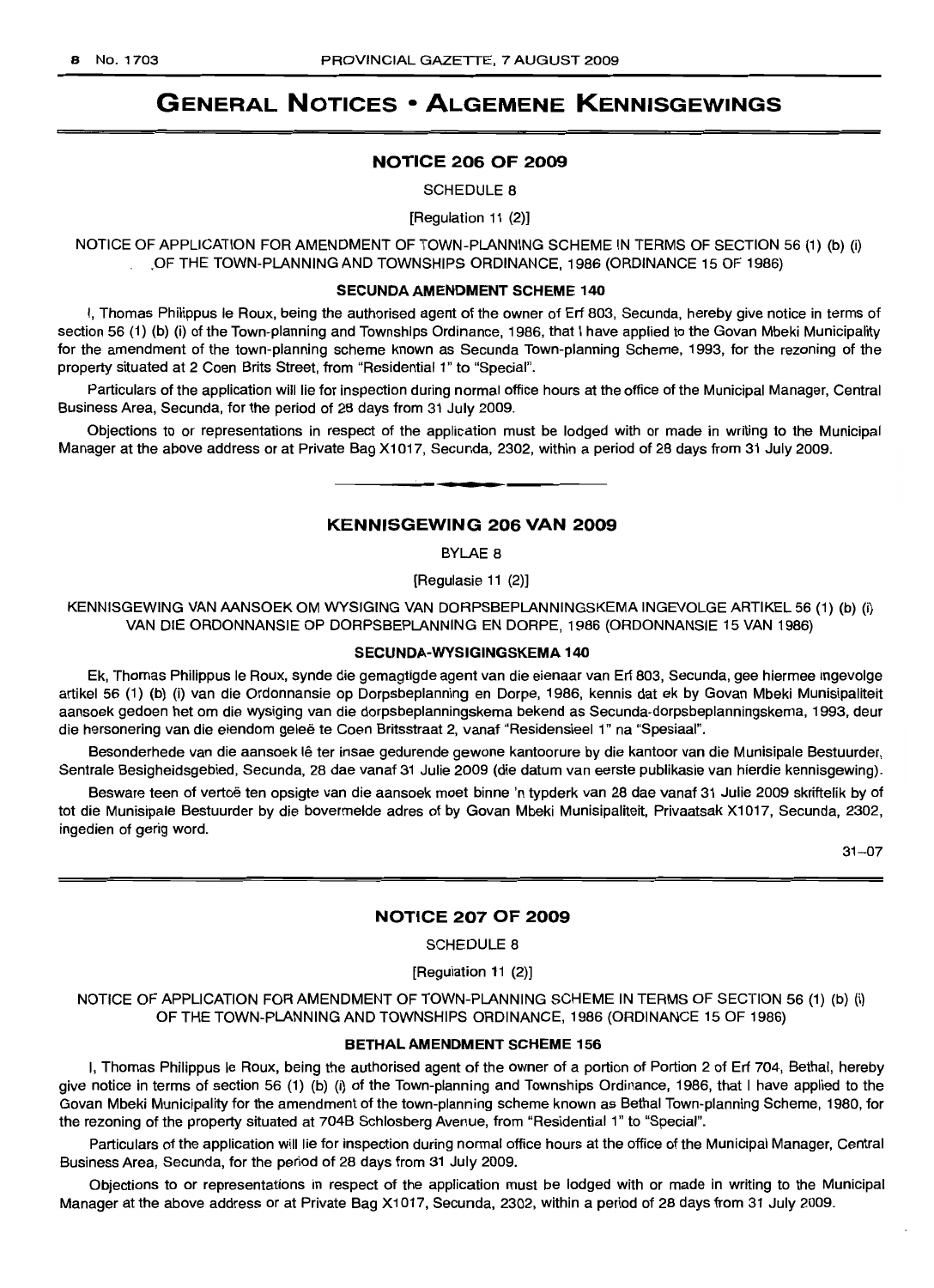# GENERAL NOTICES • ALGEMENE KENNISGEWINGS

## NOTICE 206 OF 2009

SCHEDULE 8

[Regulation 11 (2)]

NOTICE OF APPLICATION FOR AMENDMENT OF TOWN-PLANNING SCHEME IN TERMS OF SECTION 56 (1) (b) (i) OF THE TOWN-PLANNING AND TOWNSHIPS ORDINANCE, 1986 (ORDINANCE 15 OF 1986)

**SECUNDA AMENDMENT SCHEME 140**

I, Thomas Philippus le Roux, being the authorised agent of the owner of Erf 803, Secunda, hereby give notice in terms of section 56 (1) (b) (i) of the Town-planning and Townships Ordinance, 1986, that I have applied to the Govan Mbeki Municipality for the amendment of the town-planning scheme known as Secunda Town-planning Scheme, 1993, for the rezoning of the property situated at 2 Coen Brits Street, from "Residential 1" to "Special".

Particulars of the application will lie for inspection during normal office hours at the office of the Municipal Manager, Central Business Area, Secunda, for the period of 28 days from 31 July 2009.

Objections to or representations in respect of the application must be lodged with or made in writing to the Municipal Manager at the above address or at Private Bag X1017, Secunda, 2302, within a period of 28 days from 31 July 2009.

---

## KENNISGEWING 206 VAN 2009

BYLAE 8

[Regulasie 11 (2)]

KENNISGEWING VAN AANSOEK OM WYSIGING VAN DORPSBEPLANNINGSKEMA INGEVOLGE ARTIKEL 56 (1) (b) (i) VAN DIE ORDONNANSIE OP DORPSBEPLANNING EN DORPE, 1986 (ORDONNANSIE 15 VAN 1986)

**SECUNDA-WYSIGINGSKEMA 140**

Ek, Thomas Philippus le Roux, synde die gemagtigde agent van die eienaar van Erf 803, Secunda, gee hiermee ingevolge artikel 56 (1) (b) (i) van die Ordonnansie op Dorpsbeplanning en Dorpe, 1986, kennis dat ek by Govan Mbeki Munisipaliteit aansoek gedoen het om die wysiging van die dorpsbeplanningskema bekend as Secunda-dorpsbeplanningskema, 1993, deur die hersonering van die eiendom geleë te Coen Britsstraat 2, vanaf "Residensieel 1" na "Spesiaal".

Besonderhede van die aansoek lê ter insae gedurende gewone kantoorure by die kantoor van die Munisipale Bestuurder, Sentrale Besigheidsgebied, Secunda, 28 dae vanaf 31 Julie 2009 (die datum van eerste publikasie van hierdie kennisgewing).

Besware teen of vertoë ten opsigte van die aansoek moet binne 'n typderk van 28 dae vanaf 31 Julie 2009 skriftelik by of tot die Munisipale Bestuurder by die bovermelde adres of by Govan Mbeki Munisipaliteit, Privaatsak X1017, Secunda, 2302, ingedien of gerig word.

31–07

---

## NOTICE 207 OF 2009

SCHEDULE 8

[Regulation 11 (2)]

NOTICE OF APPLICATION FOR AMENDMENT OF TOWN-PLANNING SCHEME IN TERMS OF SECTION 56 (1) (b) (i) OF THE TOWN-PLANNING AND TOWNSHIPS ORDINANCE, 1986 (ORDINANCE 15 OF 1986)

**BETHAL AMENDMENT SCHEME 156**

I, Thomas Philippus le Roux, being the authorised agent of the owner of a portion of Portion 2 of Erf 704, Bethal, hereby give notice in terms of section 56 (1) (b) (i) of the Town-planning and Townships Ordinance, 1986, that I have applied to the Govan Mbeki Municipality for the amendment of the town-planning scheme known as Bethal Town-planning Scheme, 1980, for the rezoning of the property situated at 704B Schlosberg Avenue, from "Residential 1" to "Special".

Particulars of the application will lie for inspection during normal office hours at the office of the Municipal Manager, Central Business Area, Secunda, for the period of 28 days from 31 July 2009.

Objections to or representations in respect of the application must be lodged with or made in writing to the Municipal Manager at the above address or at Private Bag X1017, Secunda, 2302, within a period of 28 days from 31 July 2009.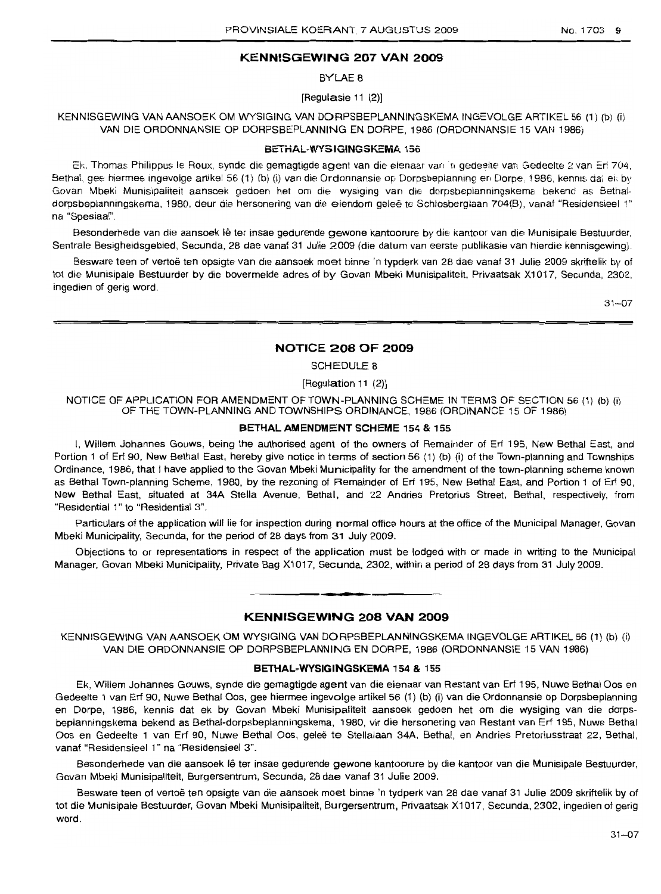## KENNISGEWING 207 VAN 2009

BYLAE 8

[Regulasie 11 (2)]

KENNISGEWING VAN AANSOEK OM WYSIGING VAN DORPSBEPLANNINGSKEMA INGEVOLGE ARTIKEL 56 (1) (b) (i) VAN DIE ORDONNANSIE OP DORPSBEPLANNING EN DORPE, 1986 (ORDONNANSIE 15 VAN 1986)

### BETHAL-WYSIGINGSKEMA 156

Ek, Thomas Philippus le Roux, synde die gemagtigde agent van die eienaar van 'n gedeelte van Gedeelte 2 van Erf 704, Bethal, gee hiermee ingevolge artikel 56 (1) (b) (i) van die Ordonnansie op Dorpsbeplanning en Dorpe, 1986, kennis dat ek by Govan Mbeki Munisipaliteit aansoek gedoen het om die wysiging van die dorpsbeplanningskema bekend as Bethal-dorpsbeplanningskema, 1980, deur die hersonering van die eiendom geleë te Schlosberglaan 704(B), vanaf "Residensieel 1" na "Spesiaal".

Besonderhede van die aansoek lê ter insae gedurende gewone kantoorure by die kantoor van die Munisipale Bestuurder, Sentrale Besigheidsgebied, Secunda, 28 dae vanaf 31 Julie 2009 (die datum van eerste publikasie van hierdie kennisgewing).

Besware teen of vertoë ten opsigte van die aansoek moet binne 'n tydperk van 28 dae vanaf 31 Julie 2009 skriftelik by of tot die Munisipale Bestuurder by die bovermelde adres of by Govan Mbeki Munisipaliteit, Privaatsak X1017, Secunda, 2302, ingedien of gerig word.

31–07

## NOTICE 208 OF 2009

SCHEDULE 8

[Regulation 11 (2)]

NOTICE OF APPLICATION FOR AMENDMENT OF TOWN-PLANNING SCHEME IN TERMS OF SECTION 56 (1) (b) (i) OF THE TOWN-PLANNING AND TOWNSHIPS ORDINANCE, 1986 (ORDINANCE 15 OF 1986)

### BETHAL AMENDMENT SCHEME 154 & 155

I, Willem Johannes Gouws, being the authorised agent of the owners of Remainder of Erf 195, New Bethal East, and Portion 1 of Erf 90, New Bethal East, hereby give notice in terms of section 56 (1) (b) (i) of the Town-planning and Townships Ordinance, 1986, that I have applied to the Govan Mbeki Municipality for the amendment of the town-planning scheme known as Bethal Town-planning Scheme, 1980, by the rezoning of Remainder of Erf 195, New Bethal East, and Portion 1 of Erf 90, New Bethal East, situated at 34A Stella Avenue, Bethal, and 22 Andries Pretorius Street, Bethal, respectively, from "Residential 1" to "Residential 3".

Particulars of the application will lie for inspection during normal office hours at the office of the Municipal Manager, Govan Mbeki Municipality, Secunda, for the period of 28 days from 31 July 2009.

Objections to or representations in respect of the application must be lodged with or made in writing to the Municipal Manager, Govan Mbeki Municipality, Private Bag X1017, Secunda, 2302, within a period of 28 days from 31 July 2009.

## KENNISGEWING 208 VAN 2009

KENNISGEWING VAN AANSOEK OM WYSIGING VAN DORPSBEPLANNINGSKEMA INGEVOLGE ARTIKEL 56 (1) (b) (i) VAN DIE ORDONNANSIE OP DORPSBEPLANNING EN DORPE, 1986 (ORDONNANSIE 15 VAN 1986)

### BETHAL-WYSIGINGSKEMA 154 & 155

Ek, Willem Johannes Gouws, synde die gemagtigde agent van die eienaar van Restant van Erf 195, Nuwe Bethal Oos en Gedeelte 1 van Erf 90, Nuwe Bethal Oos, gee hiermee ingevolge artikel 56 (1) (b) (i) van die Ordonnansie op Dorpsbeplanning en Dorpe, 1986, kennis dat ek by Govan Mbeki Munisipaliteit aansoek gedoen het om die wysiging van die dorpsbeplanningskema bekend as Bethal-dorpsbeplanningskema, 1980, vir die hersonering van Restant van Erf 195, Nuwe Bethal Oos en Gedeelte 1 van Erf 90, Nuwe Bethal Oos, geleë te Stellalaan 34A, Bethal, en Andries Pretoriusstraat 22, Bethal, vanaf "Residensieel 1" na "Residensieel 3".

Besonderhede van die aansoek lê ter insae gedurende gewone kantoorure by die kantoor van die Munisipale Bestuurder, Govan Mbeki Munisipaliteit, Burgersentrum, Secunda, 28 dae vanaf 31 Julie 2009.

Besware teen of vertoë ten opsigte van die aansoek moet binne 'n tydperk van 28 dae vanaf 31 Julie 2009 skriftelik by of tot die Munisipale Bestuurder, Govan Mbeki Munisipaliteit, Burgersentrum, Privaatsak X1017, Secunda, 2302, ingedien of gerig word.

31–07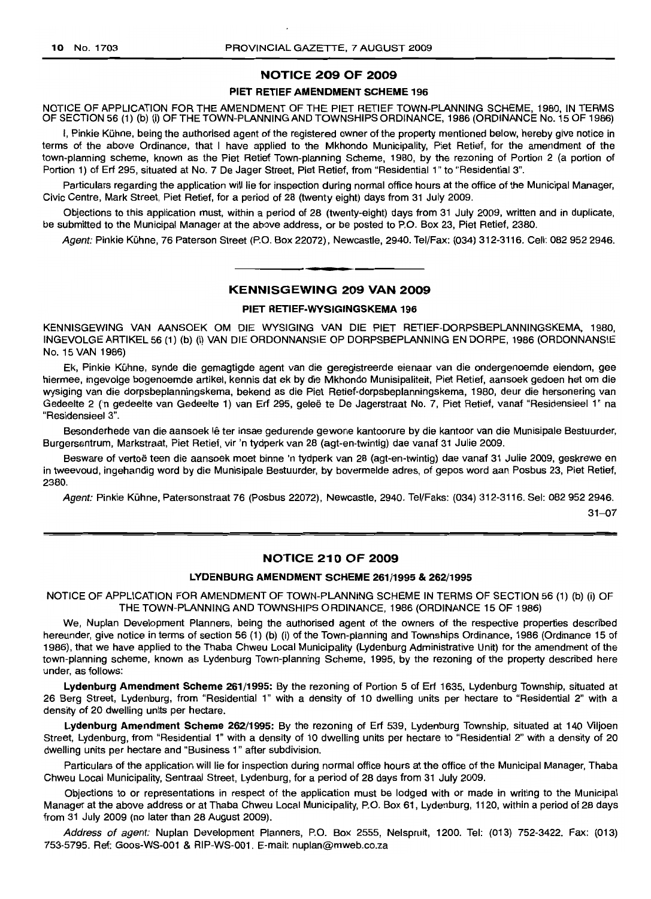## NOTICE 209 OF 2009

### PIET RETIEF AMENDMENT SCHEME 196

NOTICE OF APPLICATION FOR THE AMENDMENT OF THE PIET RETIEF TOWN-PLANNING SCHEME, 1980, IN TERMS OF SECTION 56 (1) (b) (i) OF THE TOWN-PLANNING AND TOWNSHIPS ORDINANCE, 1986 (ORDINANCE No. 15 OF 1986)

I, Pinkie Kühne, being the authorised agent of the registered owner of the property mentioned below, hereby give notice in terms of the above Ordinance, that I have applied to the Mkhondo Municipality, Piet Retief, for the amendment of the town-planning scheme, known as the Piet Retief Town-planning Scheme, 1980, by the rezoning of Portion 2 (a portion of Portion 1) of Erf 295, situated at No. 7 De Jager Street, Piet Retief, from "Residential 1" to "Residential 3".

Particulars regarding the application will lie for inspection during normal office hours at the office of the Municipal Manager, Civic Centre, Mark Street, Piet Retief, for a period of 28 (twenty eight) days from 31 July 2009.

Objections to this application must, within a period of 28 (twenty-eight) days from 31 July 2009, written and in duplicate, be submitted to the Municipal Manager at the above address, or be posted to P.O. Box 23, Piet Retief, 2380.

*Agent:* Pinkie Kühne, 76 Paterson Street (P.O. Box 22072), Newcastle, 2940. Tel/Fax: (034) 312-3116. Cell: 082 952 2946.

---

## KENNISGEWING 209 VAN 2009

### PIET RETIEF-WYSIGINGSKEMA 196

KENNISGEWING VAN AANSOEK OM DIE WYSIGING VAN DIE PIET RETIEF-DORPSBEPLANNINGSKEMA, 1980, INGEVOLGE ARTIKEL 56 (1) (b) (i) VAN DIE ORDONNANSIE OP DORPSBEPLANNING EN DORPE, 1986 (ORDONNANSIE No. 15 VAN 1986)

Ek, Pinkie Kühne, synde die gemagtigde agent van die geregistreerde eienaar van die ondergenoemde eiendom, gee hiermee, ingevolge bogenoemde artikel, kennis dat ek by die Mkhondo Munisipaliteit, Piet Retief, aansoek gedoen het om die wysiging van die dorpsbeplanningskema, bekend as die Piet Retief-dorpsbeplanningskema, 1980, deur die hersonering van Gedeelte 2 ('n gedeelte van Gedeelte 1) van Erf 295, geleë te De Jagerstraat No. 7, Piet Retief, vanaf "Residensieel 1" na "Residensieel 3".

Besonderhede van die aansoek lê ter insae gedurende gewone kantoorure by die kantoor van die Munisipale Bestuurder, Burgersentrum, Markstraat, Piet Retief, vir 'n tydperk van 28 (agt-en-twintig) dae vanaf 31 Julie 2009.

Besware of vertoë teen die aansoek moet binne 'n tydperk van 28 (agt-en-twintig) dae vanaf 31 Julie 2009, geskrewe en in tweevoud, ingehandig word by die Munisipale Bestuurder, by bovermelde adres, of gepos word aan Posbus 23, Piet Retief, 2380.

*Agent:* Pinkie Kühne, Patersonstraat 76 (Posbus 22072), Newcastle, 2940. Tel/Faks: (034) 312-3116. Sel: 082 952 2946.

31–07

---

## NOTICE 210 OF 2009

### LYDENBURG AMENDMENT SCHEME 261/1995 & 262/1995

NOTICE OF APPLICATION FOR AMENDMENT OF TOWN-PLANNING SCHEME IN TERMS OF SECTION 56 (1) (b) (i) OF THE TOWN-PLANNING AND TOWNSHIPS ORDINANCE, 1986 (ORDINANCE 15 OF 1986)

We, Nuplan Development Planners, being the authorised agent of the owners of the respective properties described hereunder, give notice in terms of section 56 (1) (b) (i) of the Town-planning and Townships Ordinance, 1986 (Ordinance 15 of 1986), that we have applied to the Thaba Chweu Local Municipality (Lydenburg Administrative Unit) for the amendment of the town-planning scheme, known as Lydenburg Town-planning Scheme, 1995, by the rezoning of the property described here under, as follows:

**Lydenburg Amendment Scheme 261/1995:** By the rezoning of Portion 5 of Erf 1635, Lydenburg Township, situated at 26 Berg Street, Lydenburg, from "Residential 1" with a density of 10 dwelling units per hectare to "Residential 2" with a density of 20 dwelling units per hectare.

**Lydenburg Amendment Scheme 262/1995:** By the rezoning of Erf 539, Lydenburg Township, situated at 140 Viljoen Street, Lydenburg, from "Residential 1" with a density of 10 dwelling units per hectare to "Residential 2" with a density of 20 dwelling units per hectare and "Business 1" after subdivision.

Particulars of the application will lie for inspection during normal office hours at the office of the Municipal Manager, Thaba Chweu Local Municipality, Sentraal Street, Lydenburg, for a period of 28 days from 31 July 2009.

Objections to or representations in respect of the application must be lodged with or made in writing to the Municipal Manager at the above address or at Thaba Chweu Local Municipality, P.O. Box 61, Lydenburg, 1120, within a period of 28 days from 31 July 2009 (no later than 28 August 2009).

*Address of agent:* Nuplan Development Planners, P.O. Box 2555, Nelspruit, 1200. Tel: (013) 752-3422. Fax: (013) 753-5795. Ref: Goos-WS-001 & RIP-WS-001. E-mail: nuplan@mweb.co.za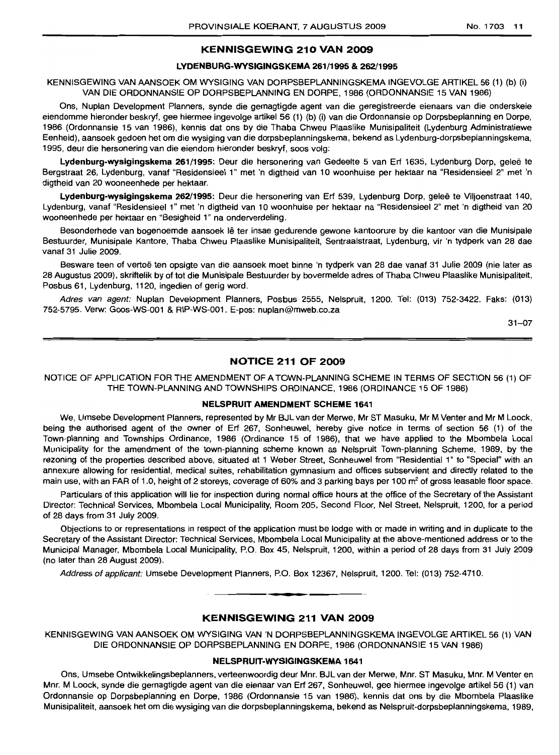## KENNISGEWING 210 VAN 2009

### LYDENBURG-WYSIGINGSKEMA 261/1995 & 262/1995

KENNISGEWING VAN AANSOEK OM WYSIGING VAN DORPSBEPLANNINGSKEMA INGEVOLGE ARTIKEL 56 (1) (b) (i) VAN DIE ORDONNANSIE OP DORPSBEPLANNING EN DORPE, 1986 (ORDONNANSIE 15 VAN 1986)

Ons, Nuplan Development Planners, synde die gemagtigde agent van die geregistreerde eienaars van die onderskeie eiendomme hieronder beskryf, gee hiermee ingevolge artikel 56 (1) (b) (i) van die Ordonnansie op Dorpsbeplanning en Dorpe, 1986 (Ordonnansie 15 van 1986), kennis dat ons by die Thaba Chweu Plaaslike Munisipaliteit (Lydenburg Administratiewe Eenheid), aansoek gedoen het om die wysiging van die dorpsbeplanningskema, bekend as Lydenburg-dorpsbeplanningskema, 1995, deur die hersonering van die eiendom hieronder beskryf, soos volg:

**Lydenburg-wysigingskema 261/1995:** Deur die hersonering van Gedeelte 5 van Erf 1635, Lydenburg Dorp, geleë te Bergstraat 26, Lydenburg, vanaf "Residensieel 1" met 'n digtheid van 10 woonhuise per hektaar na "Residensieel 2" met 'n digtheid van 20 wooneenhede per hektaar.

**Lydenburg-wysigingskema 262/1995:** Deur die hersonering van Erf 539, Lydenburg Dorp, geleë te Viljoenstraat 140, Lydenburg, vanaf "Residensieel 1" met 'n digtheid van 10 woonhuise per hektaar na "Residensieel 2" met 'n digtheid van 20 wooneenhede per hektaar en "Besigheid 1" na onderverdeling.

Besonderhede van bogenoemde aansoek lê ter insae gedurende gewone kantoorure by die kantoor van die Munisipale Bestuurder, Munisipale Kantore, Thaba Chweu Plaaslike Munisipaliteit, Sentraalstraat, Lydenburg, vir 'n tydperk van 28 dae vanaf 31 Julie 2009.

Besware teen of vertoë ten opsigte van die aansoek moet binne 'n tydperk van 28 dae vanaf 31 Julie 2009 (nie later as 28 Augustus 2009), skriftelik by of tot die Munisipale Bestuurder by bovermelde adres of Thaba Chweu Plaaslike Munisipaliteit, Posbus 61, Lydenburg, 1120, ingedien of gerig word.

*Adres van agent:* Nuplan Development Planners, Posbus 2555, Nelspruit, 1200. Tel: (013) 752-3422. Faks: (013) 752-5795. Verw: Goos-WS-001 & RIP-WS-001. E-pos: nuplan@mweb.co.za

31–07

## NOTICE 211 OF 2009

NOTICE OF APPLICATION FOR THE AMENDMENT OF A TOWN-PLANNING SCHEME IN TERMS OF SECTION 56 (1) OF THE TOWN-PLANNING AND TOWNSHIPS ORDINANCE, 1986 (ORDINANCE 15 OF 1986)

### NELSPRUIT AMENDMENT SCHEME 1641

We, Umsebe Development Planners, represented by Mr BJL van der Merwe, Mr ST Masuku, Mr M Venter and Mr M Loock, being the authorised agent of the owner of Erf 267, Sonheuwel, hereby give notice in terms of section 56 (1) of the Town-planning and Townships Ordinance, 1986 (Ordinance 15 of 1986), that we have applied to the Mbombela Local Municipality for the amendment of the town-planning scheme known as Nelspruit Town-planning Scheme, 1989, by the rezoning of the properties described above, situated at 1 Weber Street, Sonheuwel from "Residential 1" to "Special" with an annexure allowing for residential, medical suites, rehabilitation gymnasium and offices subservient and directly related to the main use, with an FAR of 1.0, height of 2 storeys, coverage of 60% and 3 parking bays per 100 m$^2$ of gross leasable floor space.

Particulars of this application will lie for inspection during normal office hours at the office of the Secretary of the Assistant Director: Technical Services, Mbombela Local Municipality, Room 205, Second Floor, Nel Street, Nelspruit, 1200, for a period of 28 days from 31 July 2009.

Objections to or representations in respect of the application must be lodge with or made in writing and in duplicate to the Secretary of the Assistant Director: Technical Services, Mbombela Local Municipality at the above-mentioned address or to the Municipal Manager, Mbombela Local Municipality, P.O. Box 45, Nelspruit, 1200, within a period of 28 days from 31 July 2009 (no later than 28 August 2009).

*Address of applicant:* Umsebe Development Planners, P.O. Box 12367, Nelspruit, 1200. Tel: (013) 752-4710.

## KENNISGEWING 211 VAN 2009

KENNISGEWING VAN AANSOEK OM WYSIGING VAN 'N DORPSBEPLANNINGSKEMA INGEVOLGE ARTIKEL 56 (1) VAN DIE ORDONNANSIE OP DORPSBEPLANNING EN DORPE, 1986 (ORDONNANSIE 15 VAN 1986)

### NELSPRUIT-WYSIGINGSKEMA 1641

Ons, Umsebe Ontwikkelingsbeplanners, verteenwoordig deur Mnr. BJL van der Merwe, Mnr. ST Masuku, Mnr. M Venter en Mnr. M Loock, synde die gemagtigde agent van die eienaar van Erf 267, Sonheuwel, gee hiermee ingevolge artikel 56 (1) van Ordonnansie op Dorpsbeplanning en Dorpe, 1986 (Ordonnansie 15 van 1986), kennis dat ons by die Mbombela Plaaslike Munisipaliteit, aansoek het om die wysiging van die dorpsbeplanningskema, bekend as Nelspruit-dorpsbeplanningskema, 1989,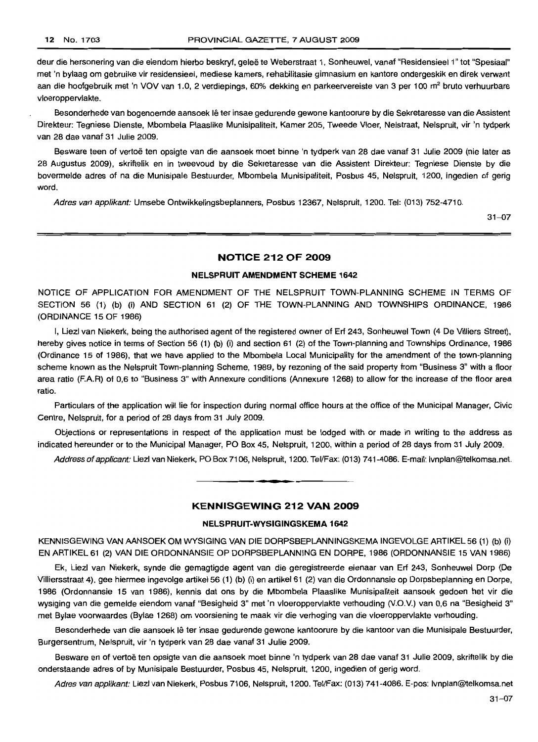deur die hersonering van die eiendom hierbo beskryf, geleë te Weberstraat 1, Sonheuwel, vanaf "Residensieel 1" tot "Spesiaal" met 'n bylaag om gebruike vir residensieel, mediese kamers, rehabilitasie gimnasium en kantore ondergeskik en direk verwant aan die hoofgebruik met 'n VOV van 1.0, 2 verdiepings, 60% dekking en parkeervereiste van 3 per 100 m$^2$ bruto verhuurbare vloeroppervlakte.

Besonderhede van bogenoemde aansoek lê ter insae gedurende gewone kantoorure by die Sekretaresse van die Assistent Direkteur: Tegniese Dienste, Mbombela Plaaslike Munisipaliteit, Kamer 205, Tweede Vloer, Nelstraat, Nelspruit, vir 'n tydperk van 28 dae vanaf 31 Julie 2009.

Besware teen of vertoë ten opsigte van die aansoek moet binne 'n tydperk van 28 dae vanaf 31 Julie 2009 (nie later as 28 Augustus 2009), skriftelik en in tweevoud by die Sekretaresse van die Assistent Direkteur: Tegniese Dienste by die bovermelde adres of na die Munisipale Bestuurder, Mbombela Munisipaliteit, Posbus 45, Nelspruit, 1200, ingedien of gerig word.

*Adres van applikant:* Umsebe Ontwikkelingsbeplanners, Posbus 12367, Nelspruit, 1200. Tel: (013) 752-4710.

31–07

## NOTICE 212 OF 2009

### NELSPRUIT AMENDMENT SCHEME 1642

NOTICE OF APPLICATION FOR AMENDMENT OF THE NELSPRUIT TOWN-PLANNING SCHEME IN TERMS OF SECTION 56 (1) (b) (i) AND SECTION 61 (2) OF THE TOWN-PLANNING AND TOWNSHIPS ORDINANCE, 1986 (ORDINANCE 15 OF 1986)

I, Liezl van Niekerk, being the authorised agent of the registered owner of Erf 243, Sonheuwel Town (4 De Villiers Street), hereby gives notice in terms of Section 56 (1) (b) (i) and section 61 (2) of the Town-planning and Townships Ordinance, 1986 (Ordinance 15 of 1986), that we have applied to the Mbombela Local Municipality for the amendment of the town-planning scheme known as the Nelspruit Town-planning Scheme, 1989, by rezoning of the said property from "Business 3" with a floor area ratio (F.A.R) of 0,6 to "Business 3" with Annexure conditions (Annexure 1268) to allow for the increase of the floor area ratio.

Particulars of the application will lie for inspection during normal office hours at the office of the Municipal Manager, Civic Centre, Nelspruit, for a period of 28 days from 31 July 2009.

Objections or representations in respect of the application must be lodged with or made in writing to the address as indicated hereunder or to the Municipal Manager, PO Box 45, Nelspruit, 1200, within a period of 28 days from 31 July 2009.

*Address of applicant:* Liezl van Niekerk, PO Box 7106, Nelspruit, 1200. Tel/Fax: (013) 741-4086. E-mail: lvnplan@telkomsa.net.

## KENNISGEWING 212 VAN 2009

### NELSPRUIT-WYSIGINGSKEMA 1642

KENNISGEWING VAN AANSOEK OM WYSIGING VAN DIE DORPSBEPLANNINGSKEMA INGEVOLGE ARTIKEL 56 (1) (b) (i) EN ARTIKEL 61 (2) VAN DIE ORDONNANSIE OP DORPSBEPLANNING EN DORPE, 1986 (ORDONNANSIE 15 VAN 1986)

Ek, Liezl van Niekerk, synde die gemagtigde agent van die geregistreerde eienaar van Erf 243, Sonheuwel Dorp (De Villiersstraat 4), gee hiermee ingevolge artikel 56 (1) (b) (i) en artikel 61 (2) van die Ordonnansie op Dorpsbeplanning en Dorpe, 1986 (Ordonnansie 15 van 1986), kennis dat ons by die Mbombela Plaaslike Munisipaliteit aansoek gedoen het vir die wysiging van die gemelde eiendom vanaf "Besigheid 3" met 'n vloeroppervlakte verhouding (V.O.V.) van 0,6 na "Besigheid 3" met Bylae voorwaardes (Bylae 1268) om voorsiening te maak vir die verhoging van die vloeroppervlakte verhouding.

Besonderhede van die aansoek lê ter insae gedurende gewone kantoorure by die kantoor van die Munisipale Bestuurder, Burgersentrum, Nelspruit, vir 'n tydperk van 28 dae vanaf 31 Julie 2009.

Besware en of vertoë ten opsigte van die aansoek moet binne 'n tydperk van 28 dae vanaf 31 Julie 2009, skriftelik by die onderstaande adres of by Munisipale Bestuurder, Posbus 45, Nelspruit, 1200, ingedien of gerig word.

*Adres van applikant:* Liezl van Niekerk, Posbus 7106, Nelspruit, 1200. Tel/Fax: (013) 741-4086. E-pos: lvnplan@telkomsa.net

31–07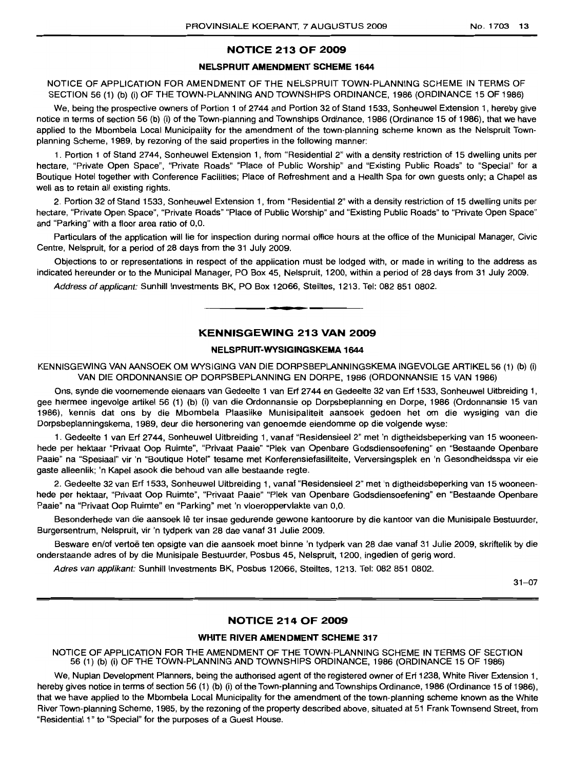## NOTICE 213 OF 2009

### NELSPRUIT AMENDMENT SCHEME 1644

NOTICE OF APPLICATION FOR AMENDMENT OF THE NELSPRUIT TOWN-PLANNING SCHEME IN TERMS OF SECTION 56 (1) (b) (i) OF THE TOWN-PLANNING AND TOWNSHIPS ORDINANCE, 1986 (ORDINANCE 15 OF 1986)

We, being the prospective owners of Portion 1 of 2744 and Portion 32 of Stand 1533, Sonheuwel Extension 1, hereby give notice in terms of section 56 (b) (i) of the Town-planning and Townships Ordinance, 1986 (Ordinance 15 of 1986), that we have applied to the Mbombela Local Municipality for the amendment of the town-planning scheme known as the Nelspruit Town-planning Scheme, 1989, by rezoning of the said properties in the following manner:

1. Portion 1 of Stand 2744, Sonheuwel Extension 1, from "Residential 2" with a density restriction of 15 dwelling units per hectare, "Private Open Space", "Private Roads" "Place of Public Worship" and "Existing Public Roads" to "Special" for a Boutique Hotel together with Conference Facilities; Place of Refreshment and a Health Spa for own guests only; a Chapel as well as to retain all existing rights.

2. Portion 32 of Stand 1533, Sonheuwel Extension 1, from "Residential 2" with a density restriction of 15 dwelling units per hectare, "Private Open Space", "Private Roads" "Place of Public Worship" and "Existing Public Roads" to "Private Open Space" and "Parking" with a floor area ratio of 0,0.

Particulars of the application will lie for inspection during normal office hours at the office of the Municipal Manager, Civic Centre, Nelspruit, for a period of 28 days from the 31 July 2009.

Objections to or representations in respect of the application must be lodged with, or made in writing to the address as indicated hereunder or to the Municipal Manager, PO Box 45, Nelspruit, 1200, within a period of 28 days from 31 July 2009.

*Address of applicant:* Sunhill Investments BK, PO Box 12066, Steiltes, 1213. Tel: 082 851 0802.

---

## KENNISGEWING 213 VAN 2009

### NELSPRUIT-WYSIGINGSKEMA 1644

KENNISGEWING VAN AANSOEK OM WYSIGING VAN DIE DORPSBEPLANNINGSKEMA INGEVOLGE ARTIKEL 56 (1) (b) (i) VAN DIE ORDONNANSIE OP DORPSBEPLANNING EN DORPE, 1986 (ORDONNANSIE 15 VAN 1986)

Ons, synde die voornemende eienaars van Gedeelte 1 van Erf 2744 en Gedeelte 32 van Erf 1533, Sonheuwel Uitbreiding 1, gee hiermee ingevolge artikel 56 (1) (b) (i) van die Ordonnansie op Dorpsbeplanning en Dorpe, 1986 (Ordonnansie 15 van 1986), kennis dat ons by die Mbombela Plaaslike Munisipaliteit aansoek gedoen het om die wysiging van die Dorpsbeplanningskema, 1989, deur die hersonering van genoemde eiendomme op die volgende wyse:

1. Gedeelte 1 van Erf 2744, Sonheuwel Uitbreiding 1, vanaf "Residensieel 2" met 'n digtheidsbeperking van 15 wooneenhede per hektaar "Privaat Oop Ruimte", "Privaat Paaie" "Plek van Openbare Godsdiensoefening" en "Bestaande Openbare Paaie" na "Spesiaal" vir 'n "Boutique Hotel" tesame met Konferensiefasiliteite, Verversingsplek en 'n Gesondheidsspa vir eie gaste alleenlik; 'n Kapel asook die behoud van alle bestaande regte.

2. Gedeelte 32 van Erf 1533, Sonheuwel Uitbreiding 1, vanaf "Residensieel 2" met 'n digtheidsbeperking van 15 wooneenhede per hektaar, "Privaat Oop Ruimte", "Privaat Paaie" "Plek van Openbare Godsdiensoefening" en "Bestaande Openbare Paaie" na "Privaat Oop Ruimte" en "Parking" met 'n vloeroppervlakte van 0,0.

Besonderhede van die aansoek lê ter insae gedurende gewone kantoorure by die kantoor van die Munisipale Bestuurder, Burgersentrum, Nelspruit, vir 'n tydperk van 28 dae vanaf 31 Julie 2009.

Besware en/of vertoë ten opsigte van die aansoek moet binne 'n tydperk van 28 dae vanaf 31 Julie 2009, skriftelik by die onderstaande adres of by die Munisipale Bestuurder, Posbus 45, Nelspruit, 1200, ingedien of gerig word.

*Adres van applikant:* Sunhill Investments BK, Posbus 12066, Steiltes, 1213. Tel: 082 851 0802.

31–07

---

## NOTICE 214 OF 2009

### WHITE RIVER AMENDMENT SCHEME 317

NOTICE OF APPLICATION FOR THE AMENDMENT OF THE TOWN-PLANNING SCHEME IN TERMS OF SECTION 56 (1) (b) (i) OF THE TOWN-PLANNING AND TOWNSHIPS ORDINANCE, 1986 (ORDINANCE 15 OF 1986)

We, Nuplan Development Planners, being the authorised agent of the registered owner of Erf 1238, White River Extension 1, hereby gives notice in terms of section 56 (1) (b) (i) of the Town-planning and Townships Ordinance, 1986 (Ordinance 15 of 1986), that we have applied to the Mbombela Local Municipality for the amendment of the town-planning scheme known as the White River Town-planning Scheme, 1985, by the rezoning of the property described above, situated at 51 Frank Townsend Street, from "Residential 1" to "Special" for the purposes of a Guest House.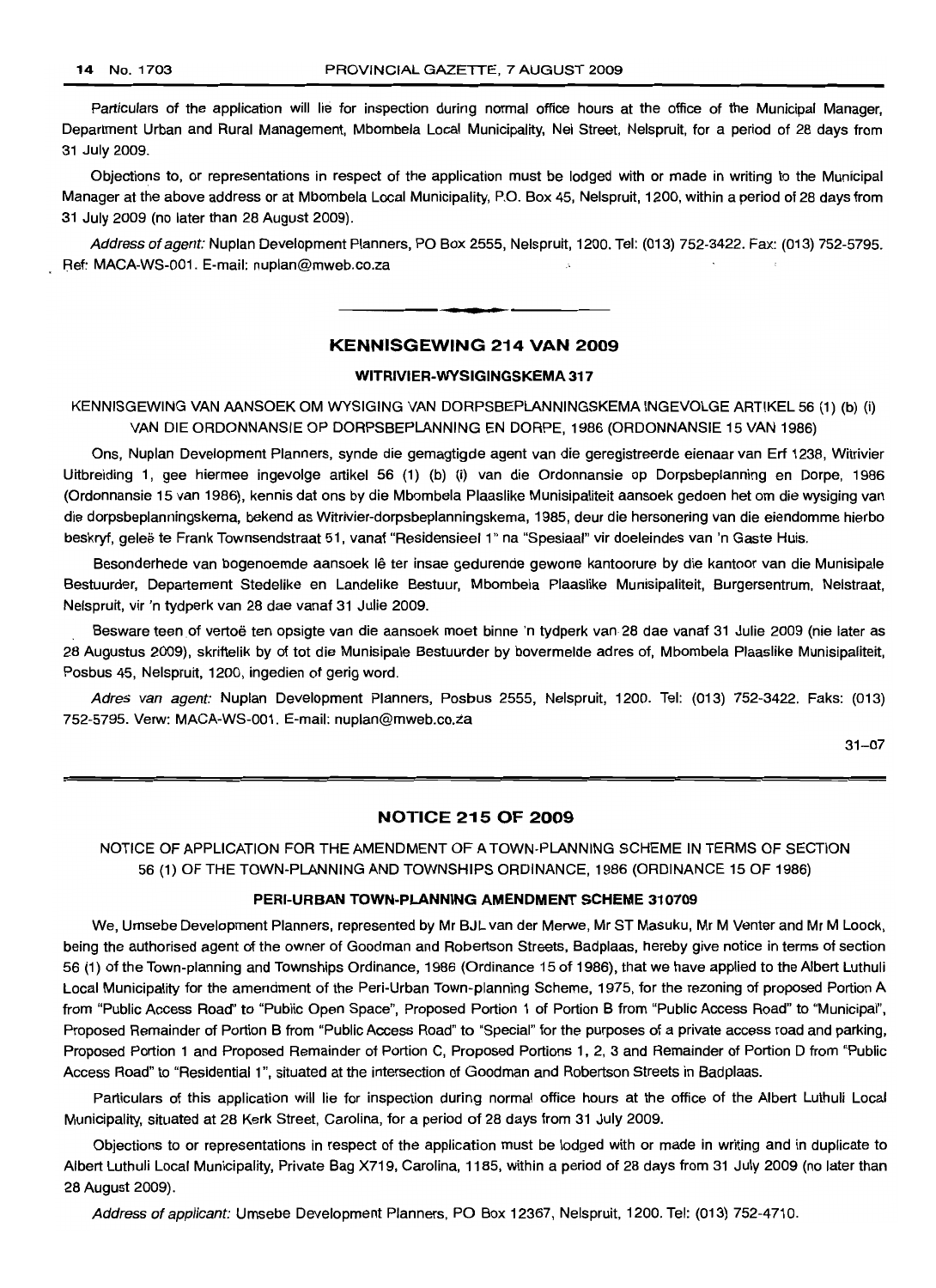Particulars of the application will lie for inspection during normal office hours at the office of the Municipal Manager, Department Urban and Rural Management, Mbombela Local Municipality, Nel Street, Nelspruit, for a period of 28 days from 31 July 2009.

Objections to, or representations in respect of the application must be lodged with or made in writing to the Municipal Manager at the above address or at Mbombela Local Municipality, P.O. Box 45, Nelspruit, 1200, within a period of 28 days from 31 July 2009 (no later than 28 August 2009).

*Address of agent:* Nuplan Development Planners, PO Box 2555, Nelspruit, 1200. Tel: (013) 752-3422. Fax: (013) 752-5795. Ref: MACA-WS-001. E-mail: nuplan@mweb.co.za

## KENNISGEWING 214 VAN 2009

### WITRIVIER-WYSIGINGSKEMA 317

KENNISGEWING VAN AANSOEK OM WYSIGING VAN DORPSBEPLANNINGSKEMA INGEVOLGE ARTIKEL 56 (1) (b) (i) VAN DIE ORDONNANSIE OP DORPSBEPLANNING EN DORPE, 1986 (ORDONNANSIE 15 VAN 1986)

Ons, Nuplan Development Planners, synde die gemagtigde agent van die geregistreerde eienaar van Erf 1238, Witrivier Uitbreiding 1, gee hiermee ingevolge artikel 56 (1) (b) (i) van die Ordonnansie op Dorpsbeplanning en Dorpe, 1986 (Ordonnansie 15 van 1986), kennis dat ons by die Mbombela Plaaslike Munisipaliteit aansoek gedoen het om die wysiging van die dorpsbeplanningskema, bekend as Witrivier-dorpsbeplanningskema, 1985, deur die hersonering van die eiendomme hierbo beskryf, geleë te Frank Townsendstraat 51, vanaf "Residensieel 1" na "Spesiaal" vir doeleindes van 'n Gaste Huis.

Besonderhede van bogenoemde aansoek lê ter insae gedurende gewone kantoorure by die kantoor van die Munisipale Bestuurder, Departement Stedelike en Landelike Bestuur, Mbombela Plaaslike Munisipaliteit, Burgersentrum, Nelstraat, Nelspruit, vir 'n tydperk van 28 dae vanaf 31 Julie 2009.

Besware teen of vertoë ten opsigte van die aansoek moet binne 'n tydperk van 28 dae vanaf 31 Julie 2009 (nie later as 28 Augustus 2009), skriftelik by of tot die Munisipale Bestuurder by bovermelde adres of, Mbombela Plaaslike Munisipaliteit, Posbus 45, Nelspruit, 1200, ingedien of gerig word.

*Adres van agent:* Nuplan Development Planners, Posbus 2555, Nelspruit, 1200. Tel: (013) 752-3422. Faks: (013) 752-5795. Verw: MACA-WS-001. E-mail: nuplan@mweb.co.za

31–07

## NOTICE 215 OF 2009

NOTICE OF APPLICATION FOR THE AMENDMENT OF A TOWN-PLANNING SCHEME IN TERMS OF SECTION 56 (1) OF THE TOWN-PLANNING AND TOWNSHIPS ORDINANCE, 1986 (ORDINANCE 15 OF 1986)

### PERI-URBAN TOWN-PLANNING AMENDMENT SCHEME 310709

We, Umsebe Development Planners, represented by Mr BJL van der Merwe, Mr ST Masuku, Mr M Venter and Mr M Loock, being the authorised agent of the owner of Goodman and Robertson Streets, Badplaas, hereby give notice in terms of section 56 (1) of the Town-planning and Townships Ordinance, 1986 (Ordinance 15 of 1986), that we have applied to the Albert Luthuli Local Municipality for the amendment of the Peri-Urban Town-planning Scheme, 1975, for the rezoning of proposed Portion A from "Public Access Road" to "Public Open Space", Proposed Portion 1 of Portion B from "Public Access Road" to "Municipal", Proposed Remainder of Portion B from "Public Access Road" to "Special" for the purposes of a private access road and parking, Proposed Portion 1 and Proposed Remainder of Portion C, Proposed Portions 1, 2, 3 and Remainder of Portion D from "Public Access Road" to "Residential 1", situated at the intersection of Goodman and Robertson Streets in Badplaas.

Particulars of this application will lie for inspection during normal office hours at the office of the Albert Luthuli Local Municipality, situated at 28 Kerk Street, Carolina, for a period of 28 days from 31 July 2009.

Objections to or representations in respect of the application must be lodged with or made in writing and in duplicate to Albert Luthuli Local Municipality, Private Bag X719, Carolina, 1185, within a period of 28 days from 31 July 2009 (no later than 28 August 2009).

*Address of applicant:* Umsebe Development Planners, PO Box 12367, Nelspruit, 1200. Tel: (013) 752-4710.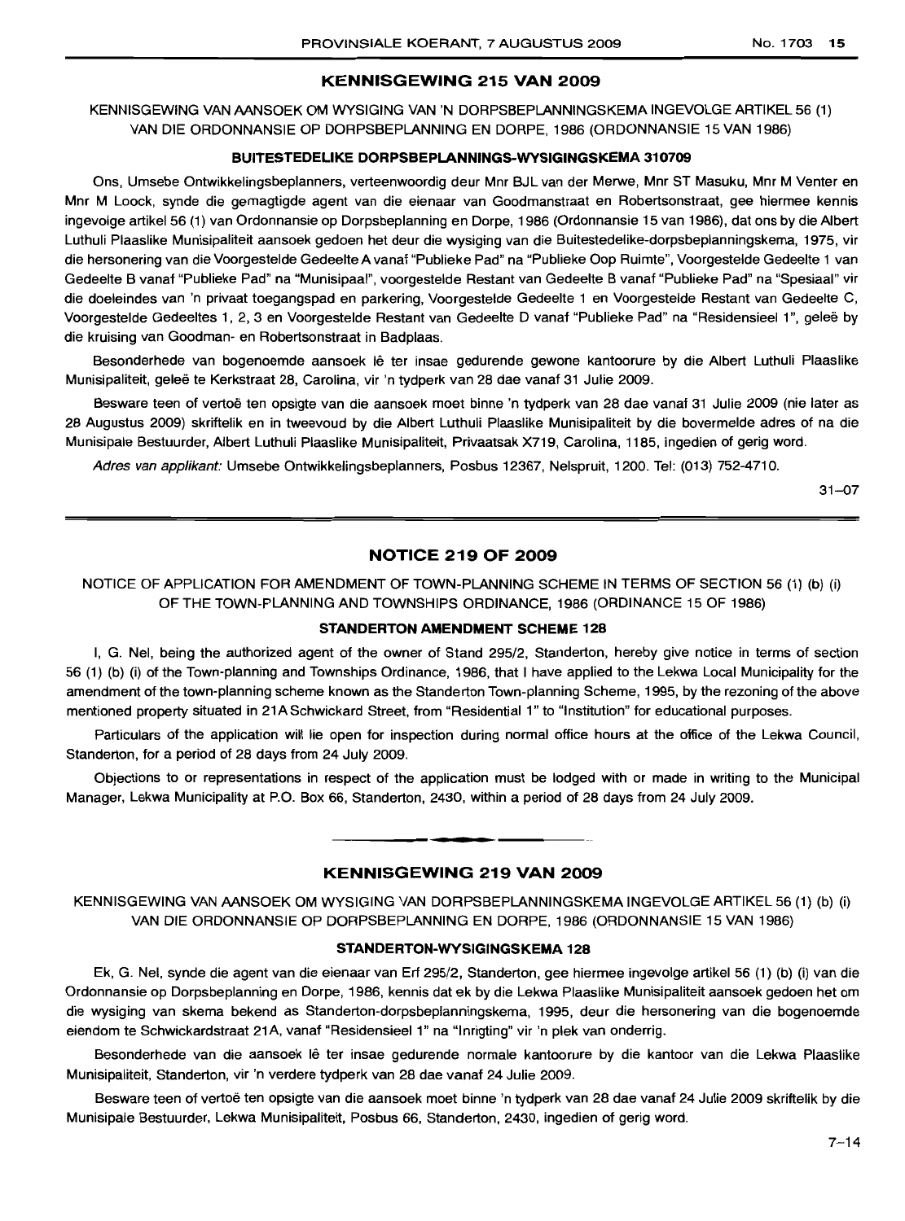## KENNISGEWING 215 VAN 2009

KENNISGEWING VAN AANSOEK OM WYSIGING VAN 'N DORPSBEPLANNINGSKEMA INGEVOLGE ARTIKEL 56 (1) VAN DIE ORDONNANSIE OP DORPSBEPLANNING EN DORPE, 1986 (ORDONNANSIE 15 VAN 1986)

### BUITESTEDELIKE DORPSBEPLANNINGS-WYSIGINGSKEMA 310709

Ons, Umsebe Ontwikkelingsbeplanners, verteenwoordig deur Mnr BJL van der Merwe, Mnr ST Masuku, Mnr M Venter en Mnr M Loock, synde die gemagtigde agent van die eienaar van Goodmanstraat en Robertsonstraat, gee hiermee kennis ingevolge artikel 56 (1) van Ordonnansie op Dorpsbeplanning en Dorpe, 1986 (Ordonnansie 15 van 1986), dat ons by die Albert Luthuli Plaaslike Munisipaliteit aansoek gedoen het deur die wysiging van die Buitestedelike-dorpsbeplanningskema, 1975, vir die hersonering van die Voorgestelde Gedeelte A vanaf "Publieke Pad" na "Publieke Oop Ruimte", Voorgestelde Gedeelte 1 van Gedeelte B vanaf "Publieke Pad" na "Munisipaal", voorgestelde Restant van Gedeelte B vanaf "Publieke Pad" na "Spesiaal" vir die doeleindes van 'n privaat toegangspad en parkering, Voorgestelde Gedeelte 1 en Voorgestelde Restant van Gedeelte C, Voorgestelde Gedeeltes 1, 2, 3 en Voorgestelde Restant van Gedeelte D vanaf "Publieke Pad" na "Residensieel 1", geleë by die kruising van Goodman- en Robertsonstraat in Badplaas.

Besonderhede van bogenoemde aansoek lê ter insae gedurende gewone kantoorure by die Albert Luthuli Plaaslike Munisipaliteit, geleë te Kerkstraat 28, Carolina, vir 'n tydperk van 28 dae vanaf 31 Julie 2009.

Besware teen of vertoë ten opsigte van die aansoek moet binne 'n tydperk van 28 dae vanaf 31 Julie 2009 (nie later as 28 Augustus 2009) skriftelik en in tweevoud by die Albert Luthuli Plaaslike Munisipaliteit by die bovermelde adres of na die Munisipale Bestuurder, Albert Luthuli Plaaslike Munisipaliteit, Privaatsak X719, Carolina, 1185, ingedien of gerig word.

*Adres van applikant:* Umsebe Ontwikkelingsbeplanners, Posbus 12367, Nelspruit, 1200. Tel: (013) 752-4710.

31–07

---

## NOTICE 219 OF 2009

NOTICE OF APPLICATION FOR AMENDMENT OF TOWN-PLANNING SCHEME IN TERMS OF SECTION 56 (1) (b) (i) OF THE TOWN-PLANNING AND TOWNSHIPS ORDINANCE, 1986 (ORDINANCE 15 OF 1986)

### STANDERTON AMENDMENT SCHEME 128

I, G. Nel, being the authorized agent of the owner of Stand 295/2, Standerton, hereby give notice in terms of section 56 (1) (b) (i) of the Town-planning and Townships Ordinance, 1986, that I have applied to the Lekwa Local Municipality for the amendment of the town-planning scheme known as the Standerton Town-planning Scheme, 1995, by the rezoning of the above mentioned property situated in 21A Schwickard Street, from "Residential 1" to "Institution" for educational purposes.

Particulars of the application will lie open for inspection during normal office hours at the office of the Lekwa Council, Standerton, for a period of 28 days from 24 July 2009.

Objections to or representations in respect of the application must be lodged with or made in writing to the Municipal Manager, Lekwa Municipality at P.O. Box 66, Standerton, 2430, within a period of 28 days from 24 July 2009.

---

## KENNISGEWING 219 VAN 2009

KENNISGEWING VAN AANSOEK OM WYSIGING VAN DORPSBEPLANNINGSKEMA INGEVOLGE ARTIKEL 56 (1) (b) (i) VAN DIE ORDONNANSIE OP DORPSBEPLANNING EN DORPE, 1986 (ORDONNANSIE 15 VAN 1986)

### STANDERTON-WYSIGINGSKEMA 128

Ek, G. Nel, synde die agent van die eienaar van Erf 295/2, Standerton, gee hiermee ingevolge artikel 56 (1) (b) (i) van die Ordonnansie op Dorpsbeplanning en Dorpe, 1986, kennis dat ek by die Lekwa Plaaslike Munisipaliteit aansoek gedoen het om die wysiging van skema bekend as Standerton-dorpsbeplanningskema, 1995, deur die hersonering van die bogenoemde eiendom te Schwickardstraat 21A, vanaf "Residensieel 1" na "Inrigting" vir 'n plek van onderrig.

Besonderhede van die aansoek lê ter insae gedurende normale kantoorure by die kantoor van die Lekwa Plaaslike Munisipaliteit, Standerton, vir 'n verdere tydperk van 28 dae vanaf 24 Julie 2009.

Besware teen of vertoë ten opsigte van die aansoek moet binne 'n tydperk van 28 dae vanaf 24 Julie 2009 skriftelik by die Munisipale Bestuurder, Lekwa Munisipaliteit, Posbus 66, Standerton, 2430, ingedien of gerig word.

7–14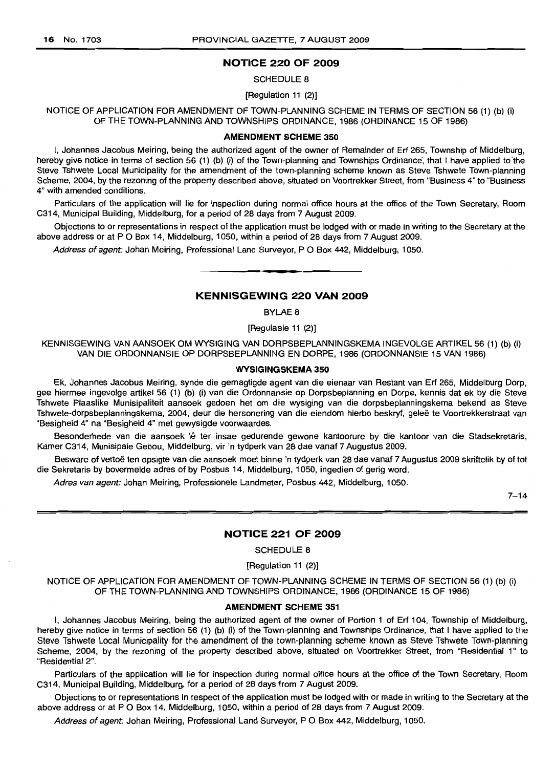## NOTICE 220 OF 2009

SCHEDULE 8

[Regulation 11 (2)]

NOTICE OF APPLICATION FOR AMENDMENT OF TOWN-PLANNING SCHEME IN TERMS OF SECTION 56 (1) (b) (i) OF THE TOWN-PLANNING AND TOWNSHIPS ORDINANCE, 1986 (ORDINANCE 15 OF 1986)

**AMENDMENT SCHEME 350**

I, Johannes Jacobus Meiring, being the authorized agent of the owner of Remainder of Erf 265, Township of Middelburg, hereby give notice in terms of section 56 (1) (b) (i) of the Town-planning and Townships Ordinance, that I have applied to the Steve Tshwete Local Municipality for the amendment of the town-planning scheme known as Steve Tshwete Town-planning Scheme, 2004, by the rezoning of the property described above, situated on Voortrekker Street, from "Business 4" to "Business 4" with amended conditions.

Particulars of the application will lie for inspection during normal office hours at the office of the Town Secretary, Room C314, Municipal Building, Middelburg, for a period of 28 days from 7 August 2009.

Objections to or representations in respect of the application must be lodged with or made in writing to the Secretary at the above address or at P O Box 14, Middelburg, 1050, within a period of 28 days from 7 August 2009.

*Address of agent:* Johan Meiring, Professional Land Surveyor, P O Box 442, Middelburg, 1050.

---

## KENNISGEWING 220 VAN 2009

BYLAE 8

[Regulasie 11 (2)]

KENNISGEWING VAN AANSOEK OM WYSIGING VAN DORPSBEPLANNINGSKEMA INGEVOLGE ARTIKEL 56 (1) (b) (i) VAN DIE ORDONNANSIE OP DORPSBEPLANNING EN DORPE, 1986 (ORDONNANSIE 15 VAN 1986)

**WYSIGINGSKEMA 350**

Ek, Johannes Jacobus Meiring, synde die gemagtigde agent van die eienaar van Restant van Erf 265, Middelburg Dorp, gee hiermee ingevolge artikel 56 (1) (b) (i) van die Ordonnansie op Dorpsbeplanning en Dorpe, kennis dat ek by die Steve Tshwete Plaaslike Munisipaliteit aansoek gedoen het om die wysiging van die dorpsbeplanningskema bekend as Steve Tshwete-dorpsbeplanningskema, 2004, deur die hersonering van die eiendom hierbo beskryf, geleë te Voortrekkerstraat van "Besigheid 4" na "Besigheid 4" met gewysigde voorwaardes.

Besonderhede van die aansoek lê ter insae gedurende gewone kantoorure by die kantoor van die Stadsekretaris, Kamer C314, Munisipale Gebou, Middelburg, vir 'n tydperk van 28 dae vanaf 7 Augustus 2009.

Besware of vertoë ten opsigte van die aansoek moet binne 'n tydperk van 28 dae vanaf 7 Augustus 2009 skriftelik by of tot die Sekretaris by bovermelde adres of by Posbus 14, Middelburg, 1050, ingedien of gerig word.

*Adres van agent:* Johan Meiring, Professionele Landmeter, Posbus 442, Middelburg, 1050.

7–14

---

## NOTICE 221 OF 2009

SCHEDULE 8

[Regulation 11 (2)]

NOTICE OF APPLICATION FOR AMENDMENT OF TOWN-PLANNING SCHEME IN TERMS OF SECTION 56 (1) (b) (i) OF THE TOWN-PLANNING AND TOWNSHIPS ORDINANCE, 1986 (ORDINANCE 15 OF 1986)

**AMENDMENT SCHEME 351**

I, Johannes Jacobus Meiring, being the authorized agent of the owner of Portion 1 of Erf 104, Township of Middelburg, hereby give notice in terms of section 56 (1) (b) (i) of the Town-planning and Townships Ordinance, that I have applied to the Steve Tshwete Local Municipality for the amendment of the town-planning scheme known as Steve Tshwete Town-planning Scheme, 2004, by the rezoning of the property described above, situated on Voortrekker Street, from "Residential 1" to "Residential 2".

Particulars of the application will lie for inspection during normal office hours at the office of the Town Secretary, Room C314, Municipal Building, Middelburg, for a period of 28 days from 7 August 2009.

Objections to or representations in respect of the application must be lodged with or made in writing to the Secretary at the above address or at P O Box 14, Middelburg, 1050, within a period of 28 days from 7 August 2009.

*Address of agent:* Johan Meiring, Professional Land Surveyor, P O Box 442, Middelburg, 1050.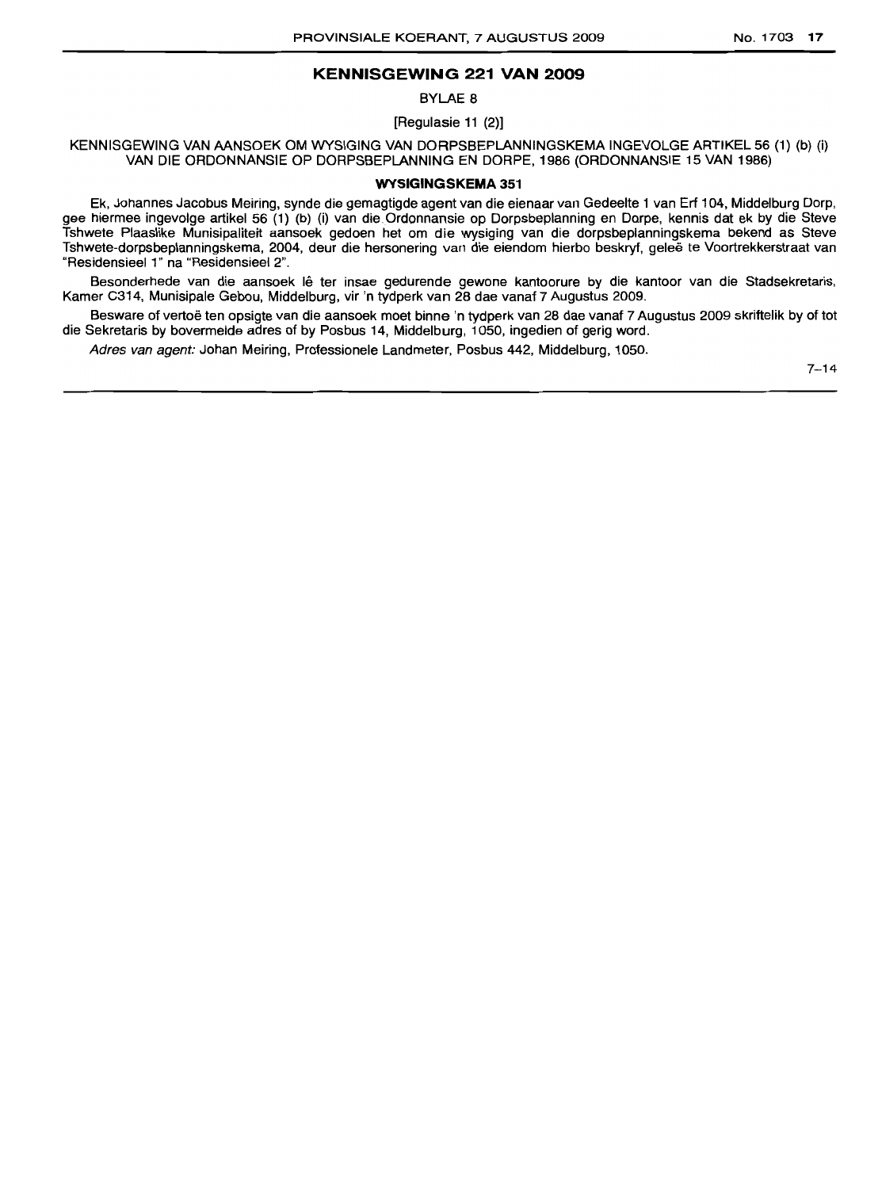## KENNISGEWING 221 VAN 2009

BYLAE 8

[Regulasie 11 (2)]

KENNISGEWING VAN AANSOEK OM WYSIGING VAN DORPSBEPLANNINGSKEMA INGEVOLGE ARTIKEL 56 (1) (b) (i) VAN DIE ORDONNANSIE OP DORPSBEPLANNING EN DORPE, 1986 (ORDONNANSIE 15 VAN 1986)

### WYSIGINGSKEMA 351

Ek, Johannes Jacobus Meiring, synde die gemagtigde agent van die eienaar van Gedeelte 1 van Erf 104, Middelburg Dorp, gee hiermee ingevolge artikel 56 (1) (b) (i) van die Ordonnansie op Dorpsbeplanning en Dorpe, kennis dat ek by die Steve Tshwete Plaaslike Munisipaliteit aansoek gedoen het om die wysiging van die dorpsbeplanningskema bekend as Steve Tshwete-dorpsbeplanningskema, 2004, deur die hersonering van die eiendom hierbo beskryf, geleë te Voortrekkerstraat van "Residensieel 1" na "Residensieel 2".

Besonderhede van die aansoek lê ter insae gedurende gewone kantoorure by die kantoor van die Stadsekretaris, Kamer C314, Munisipale Gebou, Middelburg, vir 'n tydperk van 28 dae vanaf 7 Augustus 2009.

Besware of vertoë ten opsigte van die aansoek moet binne 'n tydperk van 28 dae vanaf 7 Augustus 2009 skriftelik by of tot die Sekretaris by bovermelde adres of by Posbus 14, Middelburg, 1050, ingedien of gerig word.

*Adres van agent:* Johan Meiring, Professionele Landmeter, Posbus 442, Middelburg, 1050.

7–14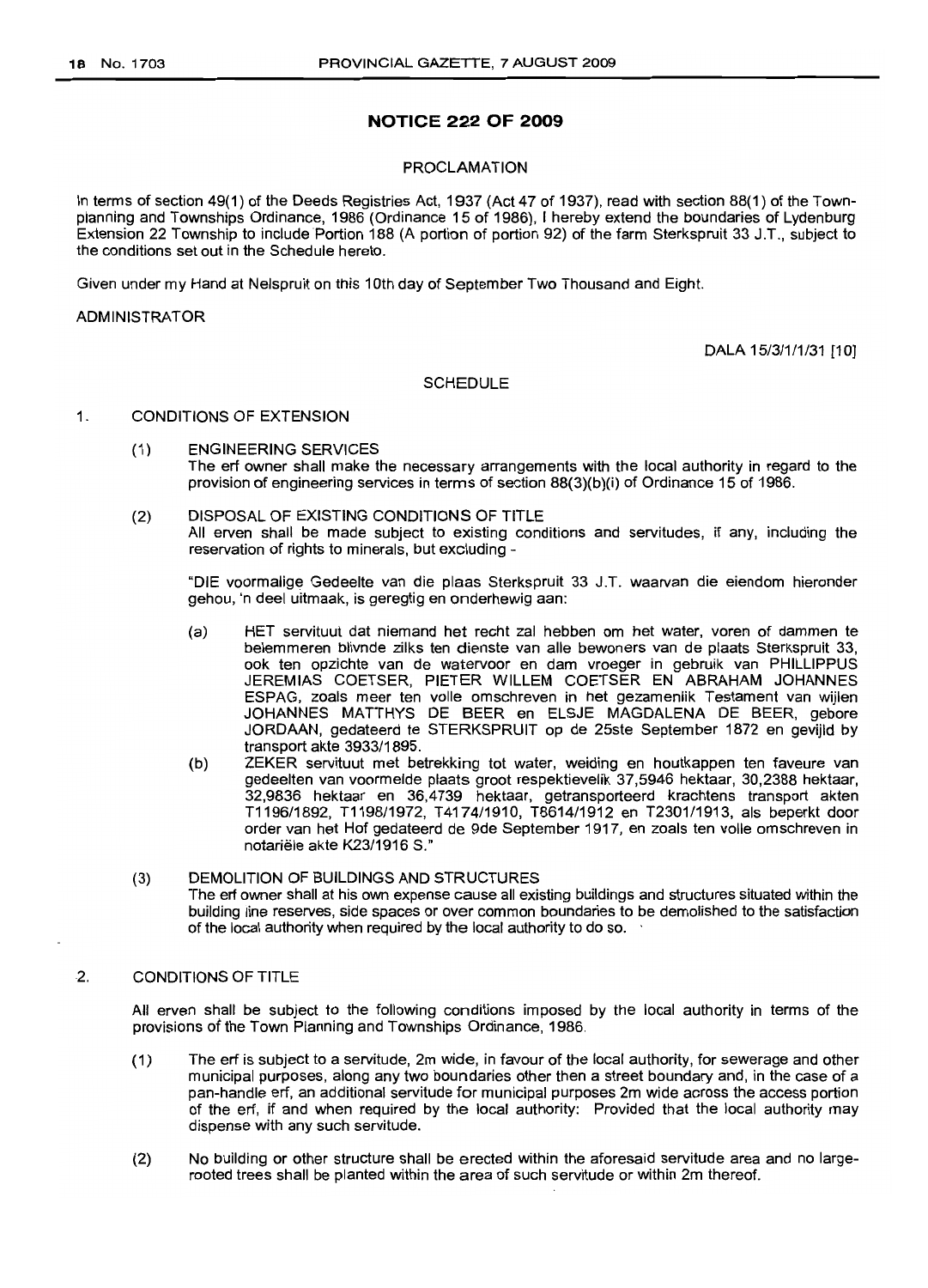## NOTICE 222 OF 2009

PROCLAMATION

In terms of section 49(1) of the Deeds Registries Act, 1937 (Act 47 of 1937), read with section 88(1) of the Town-planning and Townships Ordinance, 1986 (Ordinance 15 of 1986), I hereby extend the boundaries of Lydenburg Extension 22 Township to include Portion 188 (A portion of portion 92) of the farm Sterkspruit 33 J.T., subject to the conditions set out in the Schedule hereto.

Given under my Hand at Nelspruit on this 10th day of September Two Thousand and Eight.

ADMINISTRATOR

DALA 15/3/1/1/31 [10]

SCHEDULE

1. CONDITIONS OF EXTENSION

   (1) ENGINEERING SERVICES
   The erf owner shall make the necessary arrangements with the local authority in regard to the provision of engineering services in terms of section 88(3)(b)(i) of Ordinance 15 of 1986.

   (2) DISPOSAL OF EXISTING CONDITIONS OF TITLE
   All erven shall be made subject to existing conditions and servitudes, if any, including the reservation of rights to minerals, but excluding -

   "DIE voormalige Gedeelte van die plaas Sterkspruit 33 J.T. waarvan die eiendom hieronder gehou, 'n deel uitmaak, is geregtig en onderhewig aan:

   (a) HET servituut dat niemand het recht zal hebben om het water, voren of dammen te belemmeren blivnde zilks ten dienste van alle bewoners van de plaats Sterkspruit 33, ook ten opzichte van de watervoor en dam vroeger in gebruik van PHILLIPPUS JEREMIAS COETSER, PIETER WILLEM COETSER EN ABRAHAM JOHANNES ESPAG, zoals meer ten volle omschreven in het gezamenlik Testament van wijlen JOHANNES MATTHYS DE BEER en ELSJE MAGDALENA DE BEER, gebore JORDAAN, gedateerd te STERKSPRUIT op de 25ste September 1872 en gevijld by transport akte 3933/1895.
   (b) ZEKER servituut met betrekking tot water, weiding en houtkappen ten faveure van gedeelten van voormelde plaats groot respektievelik 37,5946 hektaar, 30,2388 hektaar, 32,9836 hektaar en 36,4739 hektaar, getransporteerd krachtens transport akten T1196/1892, T1198/1972, T4174/1910, T8614/1912 en T2301/1913, als beperkt door order van het Hof gedateerd de 9de September 1917, en zoals ten volle omschreven in notariële akte K23/1916 S."

   (3) DEMOLITION OF BUILDINGS AND STRUCTURES
   The erf owner shall at his own expense cause all existing buildings and structures situated within the building line reserves, side spaces or over common boundaries to be demolished to the satisfaction of the local authority when required by the local authority to do so.

2. CONDITIONS OF TITLE

   All erven shall be subject to the following conditions imposed by the local authority in terms of the provisions of the Town Planning and Townships Ordinance, 1986.

   (1) The erf is subject to a servitude, 2m wide, in favour of the local authority, for sewerage and other municipal purposes, along any two boundaries other then a street boundary and, in the case of a pan-handle erf, an additional servitude for municipal purposes 2m wide across the access portion of the erf, if and when required by the local authority: Provided that the local authority may dispense with any such servitude.

   (2) No building or other structure shall be erected within the aforesaid servitude area and no large-rooted trees shall be planted within the area of such servitude or within 2m thereof.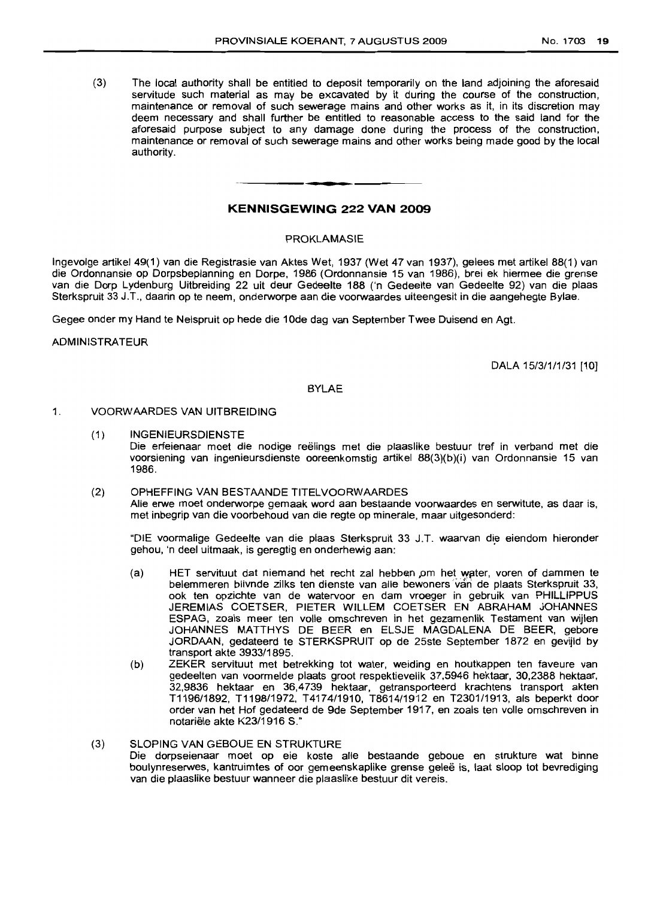(3) The local authority shall be entitled to deposit temporarily on the land adjoining the aforesaid servitude such material as may be excavated by it during the course of the construction, maintenance or removal of such sewerage mains and other works as it, in its discretion may deem necessary and shall further be entitled to reasonable access to the said land for the aforesaid purpose subject to any damage done during the process of the construction, maintenance or removal of such sewerage mains and other works being made good by the local authority.

---

## KENNISGEWING 222 VAN 2009

PROKLAMASIE

Ingevolge artikel 49(1) van die Registrasie van Aktes Wet, 1937 (Wet 47 van 1937), gelees met artikel 88(1) van die Ordonnansie op Dorpsbeplanning en Dorpe, 1986 (Ordonnansie 15 van 1986), brei ek hiermee die grense van die Dorp Lydenburg Uitbreiding 22 uit deur Gedeelte 188 ('n Gedeelte van Gedeelte 92) van die plaas Sterkspruit 33 J.T., daarin op te neem, onderworpe aan die voorwaardes uiteengesit in die aangehegte Bylae.

Gegee onder my Hand te Nelspruit op hede die 10de dag van September Twee Duisend en Agt.

ADMINISTRATEUR

DALA 15/3/1/1/31 [10]

BYLAE

1. VOORWAARDES VAN UITBREIDING

   (1) INGENIEURSDIENSTE
   Die erfeienaar moet die nodige reëlings met die plaaslike bestuur tref in verband met die voorsiening van ingenieursdienste ooreenkomstig artikel 88(3)(b)(i) van Ordonnansie 15 van 1986.

   (2) OPHEFFING VAN BESTAANDE TITELVOORWAARDES
   Alle erwe moet onderworpe gemaak word aan bestaande voorwaardes en serwitute, as daar is, met inbegrip van die voorbehoud van die regte op minerale, maar uitgesonderd:

   "DIE voormalige Gedeelte van die plaas Sterkspruit 33 J.T. waarvan die eiendom hieronder gehou, 'n deel uitmaak, is geregtig en onderhewig aan:

   (a) HET servituut dat niemand het recht zal hebben om het water, voren of dammen te belemmeren blivnde zilks ten dienste van alle bewoners van de plaats Sterkspruit 33, ook ten opzichte van de watervoor en dam vroeger in gebruik van PHILLIPPUS JEREMIAS COETSER, PIETER WILLEM COETSER EN ABRAHAM JOHANNES ESPAG, zoals meer ten volle omschreven in het gezamenlik Testament van wijlen JOHANNES MATTHYS DE BEER en ELSJE MAGDALENA DE BEER, gebore JORDAAN, gedateerd te STERKSPRUIT op de 25ste September 1872 en gevijld by transport akte 3933/1895.

   (b) ZEKER servituut met betrekking tot water, weiding en houtkappen ten faveure van gedeelten van voormelde plaats groot respektievelik 37,5946 hektaar, 30,2388 hektaar, 32,9836 hektaar en 36,4739 hektaar, getransporteerd krachtens transport akten T1196/1892, T1198/1972, T4174/1910, T8614/1912 en T2301/1913, als beperkt door order van het Hof gedateerd de 9de September 1917, en zoals ten volle omschreven in notariële akte K23/1916 S."

   (3) SLOPING VAN GEBOUE EN STRUKTURE
   Die dorpseienaar moet op eie koste alle bestaande geboue en strukture wat binne boulynreserwes, kantruimtes of oor gemeenskaplike grense geleë is, laat sloop tot bevrediging van die plaaslike bestuur wanneer die plaaslike bestuur dit vereis.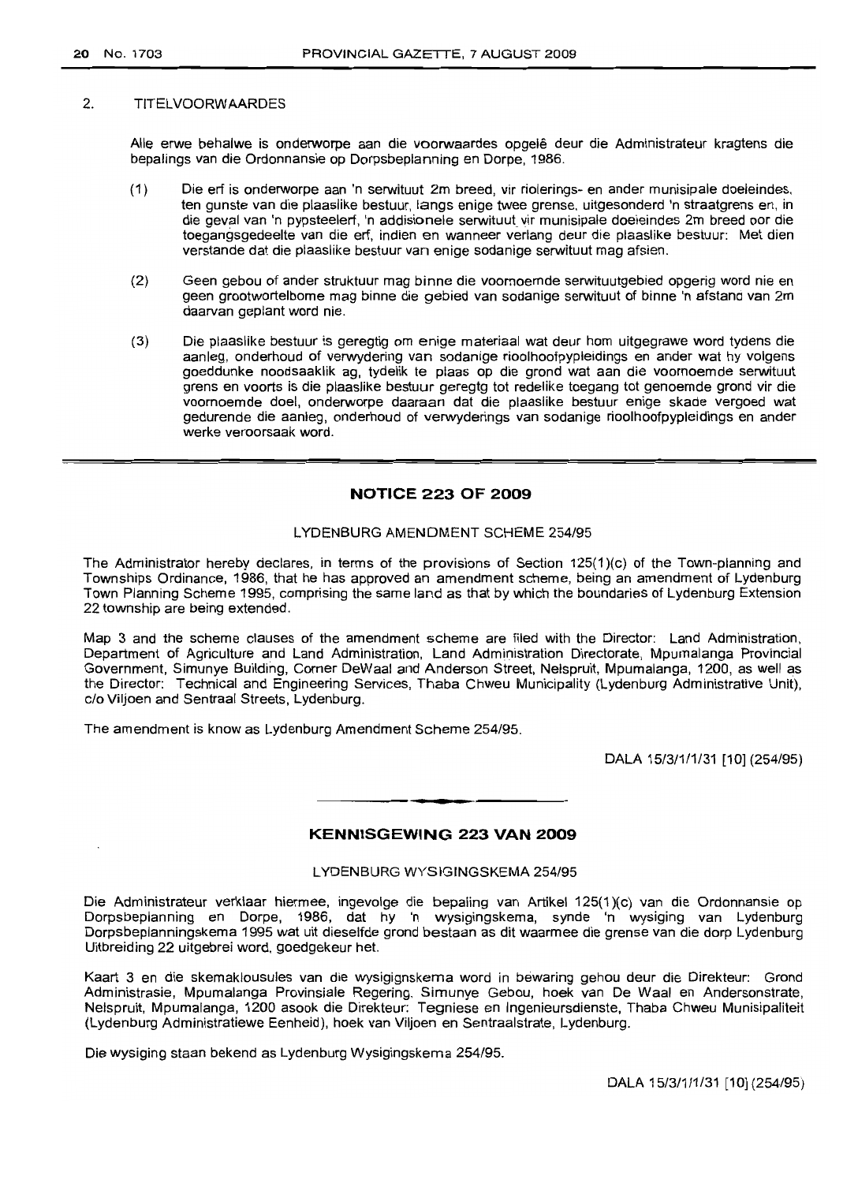2. TITELVOORWAARDES

Alle erwe behalwe is onderworpe aan die voorwaardes opgelê deur die Administrateur kragtens die bepalings van die Ordonnansie op Dorpsbeplanning en Dorpe, 1986.

(1) Die erf is onderworpe aan 'n serwituut 2m breed, vir riolerings- en ander munisipale doeleindes, ten gunste van die plaaslike bestuur, langs enige twee grense, uitgesonderd 'n straatgrens en, in die geval van 'n pypsteelerf, 'n addisionele serwituut vir munisipale doeleindes 2m breed oor die toegangsgedeelte van die erf, indien en wanneer verlang deur die plaaslike bestuur: Met dien verstande dat die plaaslike bestuur van enige sodanige serwituut mag afsien.

(2) Geen gebou of ander struktuur mag binne die voornoemde serwituutgebied opgerig word nie en geen grootwortelbome mag binne die gebied van sodanige serwituut of binne 'n afstand van 2m daarvan geplant word nie.

(3) Die plaaslike bestuur is geregtig om enige materiaal wat deur hom uitgegrawe word tydens die aanleg, onderhoud of verwydering van sodanige rioolhoofpypleidings en ander wat hy volgens goeddunke noodsaaklik ag, tydelik te plaas op die grond wat aan die voornoemde serwituut grens en voorts is die plaaslike bestuur geregtig tot redelike toegang tot genoemde grond vir die voornoemde doel, onderworpe daaraan dat die plaaslike bestuur enige skade vergoed wat gedurende die aanleg, onderhoud of verwyderings van sodanige rioolhoofpypleidings en ander werke veroorsaak word.

## NOTICE 223 OF 2009

LYDENBURG AMENDMENT SCHEME 254/95

The Administrator hereby declares, in terms of the provisions of Section 125(1)(c) of the Town-planning and Townships Ordinance, 1986, that he has approved an amendment scheme, being an amendment of Lydenburg Town Planning Scheme 1995, comprising the same land as that by which the boundaries of Lydenburg Extension 22 township are being extended.

Map 3 and the scheme clauses of the amendment scheme are filed with the Director: Land Administration, Department of Agriculture and Land Administration, Land Administration Directorate, Mpumalanga Provincial Government, Simunye Building, Corner DeWaal and Anderson Street, Nelspruit, Mpumalanga, 1200, as well as the Director: Technical and Engineering Services, Thaba Chweu Municipality (Lydenburg Administrative Unit), c/o Viljoen and Sentraal Streets, Lydenburg.

The amendment is know as Lydenburg Amendment Scheme 254/95.

DALA 15/3/1/1/31 [10] (254/95)

## KENNISGEWING 223 VAN 2009

LYDENBURG WYSIGINGSKEMA 254/95

Die Administrateur verklaar hiermee, ingevolge die bepaling van Artikel 125(1)(c) van die Ordonnansie op Dorpsbeplanning en Dorpe, 1986, dat hy 'n wysigingskema, synde 'n wysiging van Lydenburg Dorpsbeplanningskema 1995 wat uit dieselfde grond bestaan as dit waarmee die grense van die dorp Lydenburg Uitbreiding 22 uitgebrei word, goedgekeur het.

Kaart 3 en die skemaklousules van die wysigignskema word in bewaring gehou deur die Direkteur: Grond Administrasie, Mpumalanga Provinsiale Regering, Simunye Gebou, hoek van De Waal en Andersonstrate, Nelspruit, Mpumalanga, 1200 asook die Direkteur: Tegniese en Ingenieursdienste, Thaba Chweu Munisipaliteit (Lydenburg Administratiewe Eenheid), hoek van Viljoen en Sentraalstrate, Lydenburg.

Die wysiging staan bekend as Lydenburg Wysigingskema 254/95.

DALA 15/3/1/1/31 [10] (254/95)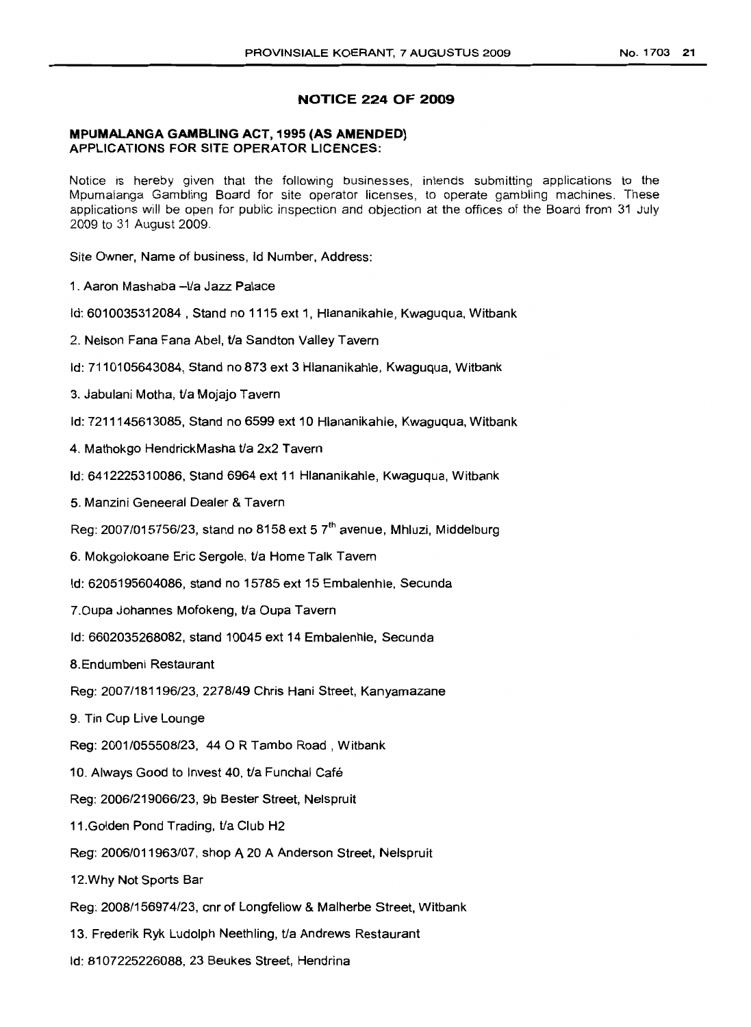## NOTICE 224 OF 2009

**MPUMALANGA GAMBLING ACT, 1995 (AS AMENDED)**
**APPLICATIONS FOR SITE OPERATOR LICENCES:**

Notice is hereby given that the following businesses, intends submitting applications to the Mpumalanga Gambling Board for site operator licenses, to operate gambling machines. These applications will be open for public inspection and objection at the offices of the Board from 31 July 2009 to 31 August 2009.

Site Owner, Name of business, Id Number, Address:

1. Aaron Mashaba –t/a Jazz Palace

Id: 6010035312084 , Stand no 1115 ext 1, Hlananikahle, Kwaguqua, Witbank

2. Nelson Fana Fana Abel, t/a Sandton Valley Tavern

Id: 7110105643084, Stand no 873 ext 3 Hlananikahle, Kwaguqua, Witbank

3. Jabulani Motha, t/a Mojajo Tavern

Id: 7211145613085, Stand no 6599 ext 10 Hlananikahle, Kwaguqua, Witbank

4. Mathokgo HendrickMasha t/a 2x2 Tavern

Id: 6412225310086, Stand 6964 ext 11 Hlananikahle, Kwaguqua, Witbank

5. Manzini Geneeral Dealer & Tavern

Reg: 2007/015756/23, stand no 8158 ext 5 7th avenue, Mhluzi, Middelburg

6. Mokgolokoane Eric Sergole, t/a Home Talk Tavern

Id: 6205195604086, stand no 15785 ext 15 Embalenhle, Secunda

7. Oupa Johannes Mofokeng, t/a Oupa Tavern

Id: 6602035268082, stand 10045 ext 14 Embalenhle, Secunda

8. Endumbeni Restaurant

Reg: 2007/181196/23, 2278/49 Chris Hani Street, Kanyamazane

9. Tin Cup Live Lounge

Reg: 2001/055508/23, 44 O R Tambo Road , Witbank

10. Always Good to Invest 40, t/a Funchal Café

Reg: 2006/219066/23, 9b Bester Street, Nelspruit

11. Golden Pond Trading, t/a Club H2

Reg: 2006/011963/07, shop A 20 A Anderson Street, Nelspruit

12. Why Not Sports Bar

Reg: 2008/156974/23, cnr of Longfellow & Malherbe Street, Witbank

13. Frederik Ryk Ludolph Neethling, t/a Andrews Restaurant

Id: 8107225226088, 23 Beukes Street, Hendrina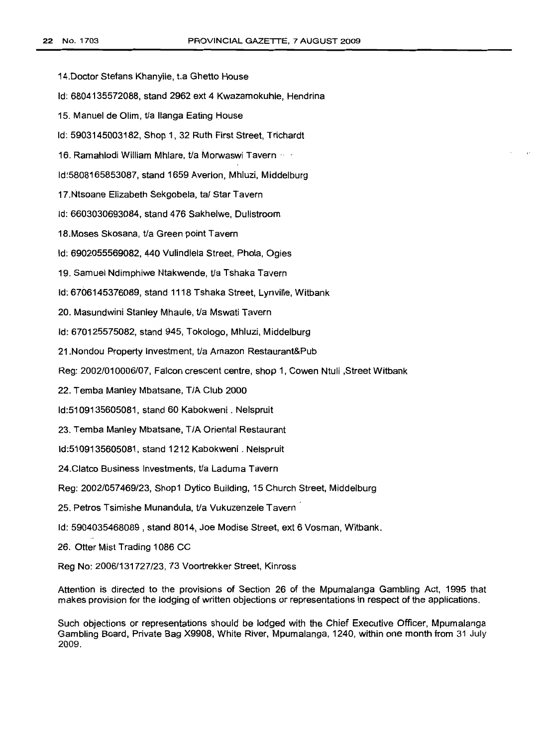14.Doctor Stefans Khanyile, t.a Ghetto House

Id: 6804135572088, stand 2962 ext 4 Kwazamokuhle, Hendrina

15. Manuel de Olim, t/a Ilanga Eating House

Id: 5903145003182, Shop 1, 32 Ruth First Street, Trichardt

16. Ramahlodi William Mhlare, t/a Morwaswi Tavern

Id:5808165853087, stand 1659 Averlon, Mhluzi, Middelburg

17.Ntsoane Elizabeth Sekgobela, ta/ Star Tavern

Id: 6603030693084, stand 476 Sakhelwe, Dullstroom

18.Moses Skosana, t/a Green point Tavern

Id: 6902055569082, 440 Vulindlela Street, Phola, Ogies

19. Samuel Ndimphiwe Ntakwende, t/a Tshaka Tavern

Id: 6706145376089, stand 1118 Tshaka Street, Lynville, Witbank

20. Masundwini Stanley Mhaule, t/a Mswati Tavern

Id: 670125575082, stand 945, Tokologo, Mhluzi, Middelburg

21.Nondou Property Investment, t/a Amazon Restaurant&Pub

Reg: 2002/010006/07, Falcon crescent centre, shop 1, Cowen Ntuli ,Street Witbank

22. Temba Manley Mbatsane, T/A Club 2000

Id:5109135605081, stand 60 Kabokweni . Nelspruit

23. Temba Manley Mbatsane, T/A Oriental Restaurant

Id:5109135605081, stand 1212 Kabokweni . Nelspruit

24.Clatco Business Investments, t/a Laduma Tavern

Reg: 2002/057469/23, Shop1 Dytico Building, 15 Church Street, Middelburg

25. Petros Tsimishe Munandula, t/a Vukuzenzele Tavern

Id: 5904035468089 , stand 8014, Joe Modise Street, ext 6 Vosman, Witbank.

26. Otter Mist Trading 1086 CC

Reg No: 2006/131727/23, 73 Voortrekker Street, Kinross

Attention is directed to the provisions of Section 26 of the Mpumalanga Gambling Act, 1995 that makes provision for the lodging of written objections or representations in respect of the applications.

Such objections or representations should be lodged with the Chief Executive Officer, Mpumalanga Gambling Board, Private Bag X9908, White River, Mpumalanga, 1240, within one month from 31 July 2009.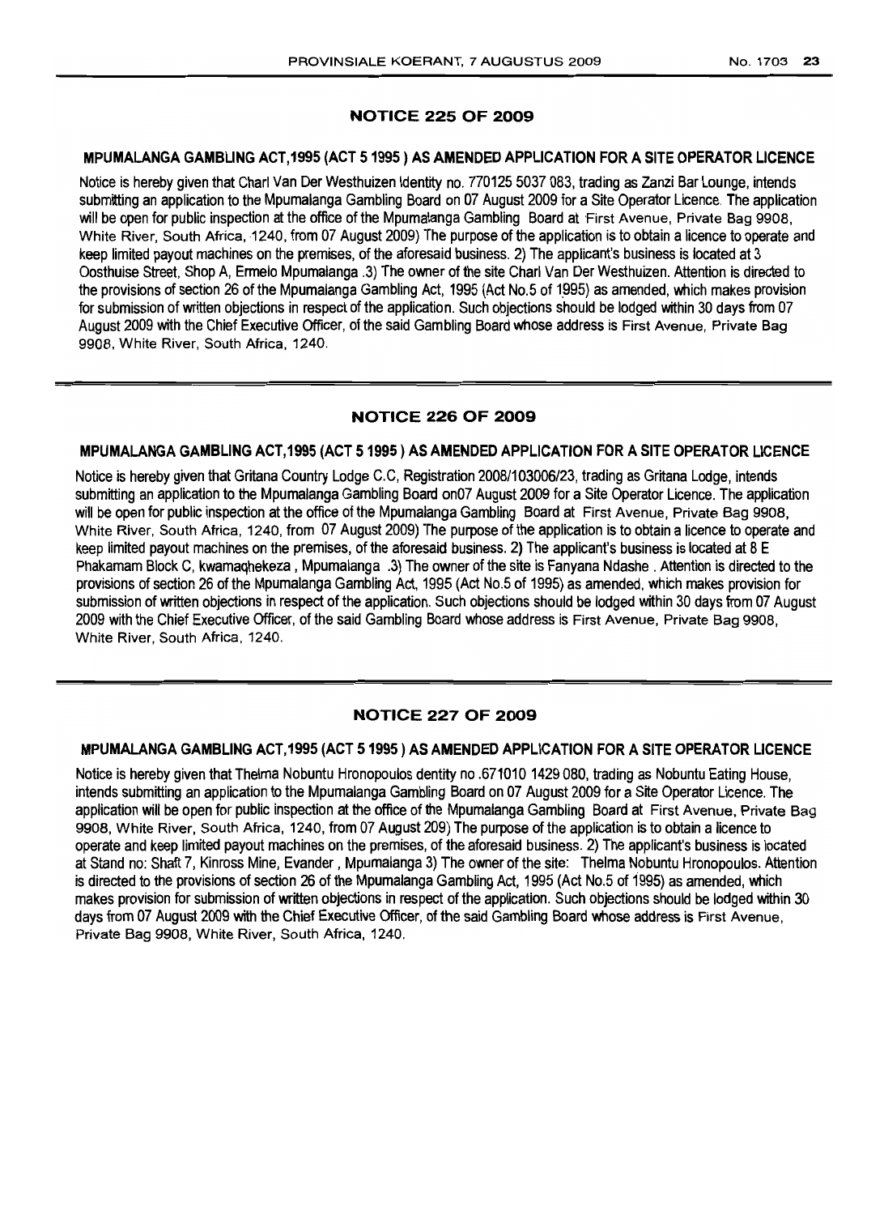## NOTICE 225 OF 2009

### MPUMALANGA GAMBLING ACT,1995 (ACT 5 1995 ) AS AMENDED APPLICATION FOR A SITE OPERATOR LICENCE

Notice is hereby given that Charl Van Der Westhuizen Identity no. 770125 5037 083, trading as Zanzi Bar Lounge, intends submitting an application to the Mpumalanga Gambling Board on 07 August 2009 for a Site Operator Licence. The application will be open for public inspection at the office of the Mpumalanga Gambling Board at First Avenue, Private Bag 9908, White River, South Africa, 1240, from 07 August 2009) The purpose of the application is to obtain a licence to operate and keep limited payout machines on the premises, of the aforesaid business. 2) The applicant's business is located at 3 Oosthuise Street, Shop A, Ermelo Mpumalanga .3) The owner of the site Charl Van Der Westhuizen. Attention is directed to the provisions of section 26 of the Mpumalanga Gambling Act, 1995 (Act No.5 of 1995) as amended, which makes provision for submission of written objections in respect of the application. Such objections should be lodged within 30 days from 07 August 2009 with the Chief Executive Officer, of the said Gambling Board whose address is First Avenue, Private Bag 9908, White River, South Africa, 1240.

## NOTICE 226 OF 2009

### MPUMALANGA GAMBLING ACT,1995 (ACT 5 1995 ) AS AMENDED APPLICATION FOR A SITE OPERATOR LICENCE

Notice is hereby given that Gritana Country Lodge C.C, Registration 2008/103006/23, trading as Gritana Lodge, intends submitting an application to the Mpumalanga Gambling Board on07 August 2009 for a Site Operator Licence. The application will be open for public inspection at the office of the Mpumalanga Gambling Board at First Avenue, Private Bag 9908, White River, South Africa, 1240, from 07 August 2009) The purpose of the application is to obtain a licence to operate and keep limited payout machines on the premises, of the aforesaid business. 2) The applicant's business is located at 8 E Phakamam Block C, kwamaqhekeza , Mpumalanga .3) The owner of the site is Fanyana Ndashe . Attention is directed to the provisions of section 26 of the Mpumalanga Gambling Act, 1995 (Act No.5 of 1995) as amended, which makes provision for submission of written objections in respect of the application. Such objections should be lodged within 30 days from 07 August 2009 with the Chief Executive Officer, of the said Gambling Board whose address is First Avenue, Private Bag 9908, White River, South Africa, 1240.

## NOTICE 227 OF 2009

### MPUMALANGA GAMBLING ACT,1995 (ACT 5 1995 ) AS AMENDED APPLICATION FOR A SITE OPERATOR LICENCE

Notice is hereby given that Thelma Nobuntu Hronopoulos dentity no .671010 1429 080, trading as Nobuntu Eating House, intends submitting an application to the Mpumalanga Gambling Board on 07 August 2009 for a Site Operator Licence. The application will be open for public inspection at the office of the Mpumalanga Gambling Board at First Avenue, Private Bag 9908, White River, South Africa, 1240, from 07 August 209) The purpose of the application is to obtain a licence to operate and keep limited payout machines on the premises, of the aforesaid business. 2) The applicant's business is located at Stand no: Shaft 7, Kinross Mine, Evander , Mpumalanga 3) The owner of the site: Thelma Nobuntu Hronopoulos. Attention is directed to the provisions of section 26 of the Mpumalanga Gambling Act, 1995 (Act No.5 of 1995) as amended, which makes provision for submission of written objections in respect of the application. Such objections should be lodged within 30 days from 07 August 2009 with the Chief Executive Officer, of the said Gambling Board whose address is First Avenue, Private Bag 9908, White River, South Africa, 1240.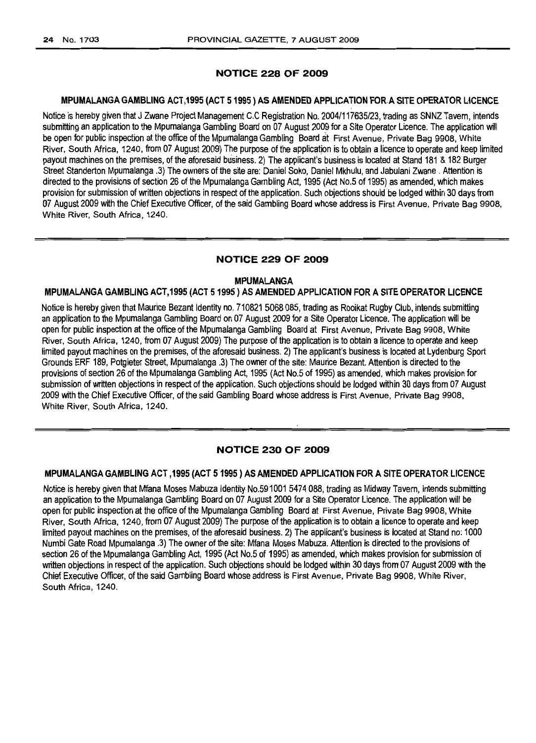## NOTICE 228 OF 2009

### MPUMALANGA GAMBLING ACT,1995 (ACT 5 1995 ) AS AMENDED APPLICATION FOR A SITE OPERATOR LICENCE

Notice is hereby given that J Zwane Project Management C.C Registration No. 2004/117635/23, trading as SNNZ Tavern, intends submitting an application to the Mpumalanga Gambling Board on 07 August 2009 for a Site Operator Licence. The application will be open for public inspection at the office of the Mpumalanga Gambling Board at First Avenue, Private Bag 9908, White River, South Africa, 1240, from 07 August 2009) The purpose of the application is to obtain a licence to operate and keep limited payout machines on the premises, of the aforesaid business. 2) The applicant's business is located at Stand 181 & 182 Burger Street Standerton Mpumalanga .3) The owners of the site are: Daniel Soko, Daniel Mkhulu, and Jabulani Zwane . Attention is directed to the provisions of section 26 of the Mpumalanga Gambling Act, 1995 (Act No.5 of 1995) as amended, which makes provision for submission of written objections in respect of the application. Such objections should be lodged within 30 days from 07 August 2009 with the Chief Executive Officer, of the said Gambling Board whose address is First Avenue, Private Bag 9908, White River, South Africa, 1240.

## NOTICE 229 OF 2009

### MPUMALANGA

### MPUMALANGA GAMBLING ACT,1995 (ACT 5 1995 ) AS AMENDED APPLICATION FOR A SITE OPERATOR LICENCE

Notice is hereby given that Maurice Bezant Identity no. 710821 5068 085, trading as Rooikat Rugby Club, intends submitting an application to the Mpumalanga Gambling Board on 07 August 2009 for a Site Operator Licence. The application will be open for public inspection at the office of the Mpumalanga Gambling Board at First Avenue, Private Bag 9908, White River, South Africa, 1240, from 07 August 2009) The purpose of the application is to obtain a licence to operate and keep limited payout machines on the premises, of the aforesaid business. 2) The applicant's business is located at Lydenburg Sport Grounds ERF 189, Potgieter Street, Mpumalanga .3) The owner of the site: Maurice Bezant. Attention is directed to the provisions of section 26 of the Mpumalanga Gambling Act, 1995 (Act No.5 of 1995) as amended, which makes provision for submission of written objections in respect of the application. Such objections should be lodged within 30 days from 07 August 2009 with the Chief Executive Officer, of the said Gambling Board whose address is First Avenue, Private Bag 9908, White River, South Africa, 1240.

## NOTICE 230 OF 2009

### MPUMALANGA GAMBLING ACT ,1995 (ACT 5 1995 ) AS AMENDED APPLICATION FOR A SITE OPERATOR LICENCE

Notice is hereby given that Mfana Moses Mabuza Identity No.591001 5474 088, trading as Midway Tavern, intends submitting an application to the Mpumalanga Gambling Board on 07 August 2009 for a Site Operator Licence. The application will be open for public inspection at the office of the Mpumalanga Gambling Board at First Avenue, Private Bag 9908, White River, South Africa, 1240, from 07 August 2009) The purpose of the application is to obtain a licence to operate and keep limited payout machines on the premises, of the aforesaid business. 2) The applicant's business is located at Stand no: 1000 Numbi Gate Road Mpumalanga .3) The owner of the site: Mfana Moses Mabuza. Attention is directed to the provisions of section 26 of the Mpumalanga Gambling Act, 1995 (Act No.5 of 1995) as amended, which makes provision for submission of written objections in respect of the application. Such objections should be lodged within 30 days from 07 August 2009 with the Chief Executive Officer, of the said Gambling Board whose address is First Avenue, Private Bag 9908, White River, South Africa, 1240.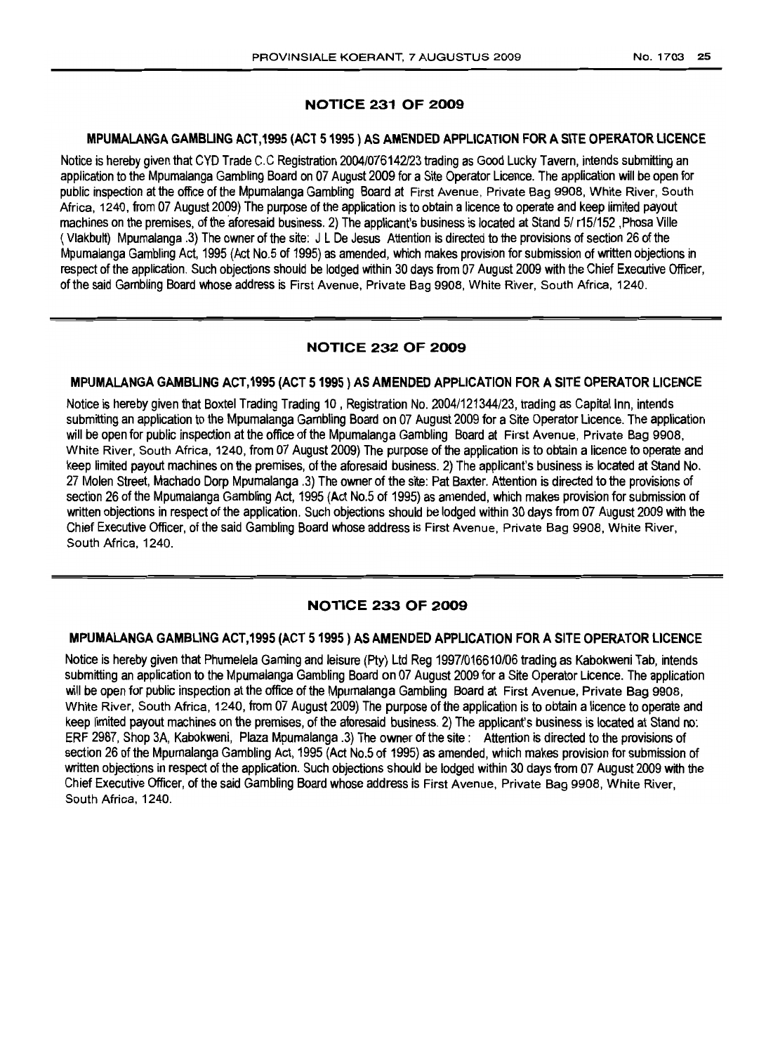## NOTICE 231 OF 2009

### MPUMALANGA GAMBLING ACT,1995 (ACT 5 1995 ) AS AMENDED APPLICATION FOR A SITE OPERATOR LICENCE

Notice is hereby given that CYD Trade C.C Registration 2004/076142/23 trading as Good Lucky Tavern, intends submitting an application to the Mpumalanga Gambling Board on 07 August 2009 for a Site Operator Licence. The application will be open for public inspection at the office of the Mpumalanga Gambling Board at First Avenue, Private Bag 9908, White River, South Africa, 1240, from 07 August 2009) The purpose of the application is to obtain a licence to operate and keep limited payout machines on the premises, of the aforesaid business. 2) The applicant's business is located at Stand 5/ r15/152 ,Phosa Ville ( Vlakbult) Mpumalanga .3) The owner of the site: J L De Jesus Attention is directed to the provisions of section 26 of the Mpumalanga Gambling Act, 1995 (Act No.5 of 1995) as amended, which makes provision for submission of written objections in respect of the application. Such objections should be lodged within 30 days from 07 August 2009 with the Chief Executive Officer, of the said Gambling Board whose address is First Avenue, Private Bag 9908, White River, South Africa, 1240.

## NOTICE 232 OF 2009

### MPUMALANGA GAMBLING ACT,1995 (ACT 5 1995 ) AS AMENDED APPLICATION FOR A SITE OPERATOR LICENCE

Notice is hereby given that Boxtel Trading Trading 10 , Registration No. 2004/121344/23, trading as Capital Inn, intends submitting an application to the Mpumalanga Gambling Board on 07 August 2009 for a Site Operator Licence. The application will be open for public inspection at the office of the Mpumalanga Gambling Board at First Avenue, Private Bag 9908, White River, South Africa, 1240, from 07 August 2009) The purpose of the application is to obtain a licence to operate and keep limited payout machines on the premises, of the aforesaid business. 2) The applicant's business is located at Stand No. 27 Molen Street, Machado Dorp Mpumalanga .3) The owner of the site: Pat Baxter. Attention is directed to the provisions of section 26 of the Mpumalanga Gambling Act, 1995 (Act No.5 of 1995) as amended, which makes provision for submission of written objections in respect of the application. Such objections should be lodged within 30 days from 07 August 2009 with the Chief Executive Officer, of the said Gambling Board whose address is First Avenue, Private Bag 9908, White River, South Africa, 1240.

## NOTICE 233 OF 2009

### MPUMALANGA GAMBLING ACT,1995 (ACT 5 1995 ) AS AMENDED APPLICATION FOR A SITE OPERATOR LICENCE

Notice is hereby given that Phumelela Gaming and leisure (Pty) Ltd Reg 1997/016610/06 trading as Kabokweni Tab, intends submitting an application to the Mpumalanga Gambling Board on 07 August 2009 for a Site Operator Licence. The application will be open for public inspection at the office of the Mpumalanga Gambling Board at First Avenue, Private Bag 9908, White River, South Africa, 1240, from 07 August 2009) The purpose of the application is to obtain a licence to operate and keep limited payout machines on the premises, of the aforesaid business. 2) The applicant's business is located at Stand no: ERF 2987, Shop 3A, Kabokweni, Plaza Mpumalanga .3) The owner of the site : Attention is directed to the provisions of section 26 of the Mpumalanga Gambling Act, 1995 (Act No.5 of 1995) as amended, which makes provision for submission of written objections in respect of the application. Such objections should be lodged within 30 days from 07 August 2009 with the Chief Executive Officer, of the said Gambling Board whose address is First Avenue, Private Bag 9908, White River, South Africa, 1240.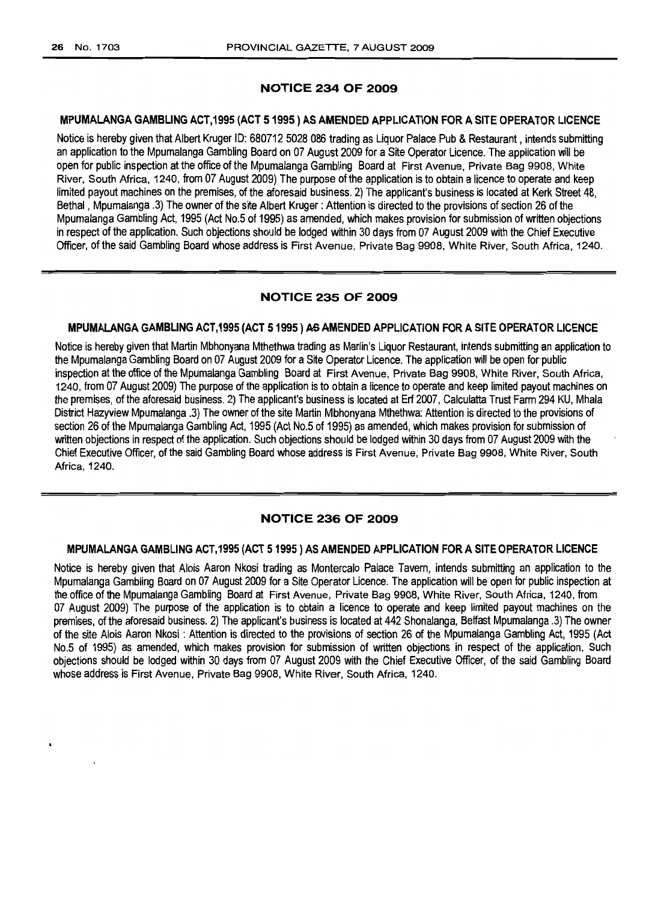## NOTICE 234 OF 2009

### MPUMALANGA GAMBLING ACT,1995 (ACT 5 1995 ) AS AMENDED APPLICATION FOR A SITE OPERATOR LICENCE

Notice is hereby given that Albert Kruger ID: 680712 5028 086 trading as Liquor Palace Pub & Restaurant , intends submitting an application to the Mpumalanga Gambling Board on 07 August 2009 for a Site Operator Licence. The application will be open for public inspection at the office of the Mpumalanga Gambling Board at First Avenue, Private Bag 9908, White River, South Africa, 1240, from 07 August 2009) The purpose of the application is to obtain a licence to operate and keep limited payout machines on the premises, of the aforesaid business. 2) The applicant's business is located at Kerk Street 48, Bethal , Mpumalanga .3) The owner of the site Albert Kruger : Attention is directed to the provisions of section 26 of the Mpumalanga Gambling Act, 1995 (Act No.5 of 1995) as amended, which makes provision for submission of written objections in respect of the application. Such objections should be lodged within 30 days from 07 August 2009 with the Chief Executive Officer, of the said Gambling Board whose address is First Avenue, Private Bag 9908, White River, South Africa, 1240.

## NOTICE 235 OF 2009

### MPUMALANGA GAMBLING ACT,1995 (ACT 5 1995 ) AS AMENDED APPLICATION FOR A SITE OPERATOR LICENCE

Notice is hereby given that Martin Mbhonyana Mthethwa trading as Marlin's Liquor Restaurant, intends submitting an application to the Mpumalanga Gambling Board on 07 August 2009 for a Site Operator Licence. The application will be open for public inspection at the office of the Mpumalanga Gambling Board at First Avenue, Private Bag 9908, White River, South Africa, 1240, from 07 August 2009) The purpose of the application is to obtain a licence to operate and keep limited payout machines on the premises, of the aforesaid business. 2) The applicant's business is located at Erf 2007, Calculatta Trust Farm 294 KU, Mhala District Hazyview Mpumalanga .3) The owner of the site Martin Mbhonyana Mthethwa: Attention is directed to the provisions of section 26 of the Mpumalanga Gambling Act, 1995 (Act No.5 of 1995) as amended, which makes provision for submission of written objections in respect of the application. Such objections should be lodged within 30 days from 07 August 2009 with the Chief Executive Officer, of the said Gambling Board whose address is First Avenue, Private Bag 9908, White River, South Africa, 1240.

## NOTICE 236 OF 2009

### MPUMALANGA GAMBLING ACT,1995 (ACT 5 1995 ) AS AMENDED APPLICATION FOR A SITE OPERATOR LICENCE

Notice is hereby given that Alois Aaron Nkosi trading as Montercalo Palace Tavern, intends submitting an application to the Mpumalanga Gambling Board on 07 August 2009 for a Site Operator Licence. The application will be open for public inspection at the office of the Mpumalanga Gambling Board at First Avenue, Private Bag 9908, White River, South Africa, 1240, from 07 August 2009) The purpose of the application is to obtain a licence to operate and keep limited payout machines on the premises, of the aforesaid business. 2) The applicant's business is located at 442 Shonalanga, Belfast Mpumalanga .3) The owner of the site Alois Aaron Nkosi : Attention is directed to the provisions of section 26 of the Mpumalanga Gambling Act, 1995 (Act No.5 of 1995) as amended, which makes provision for submission of written objections in respect of the application. Such objections should be lodged within 30 days from 07 August 2009 with the Chief Executive Officer, of the said Gambling Board whose address is First Avenue, Private Bag 9908, White River, South Africa, 1240.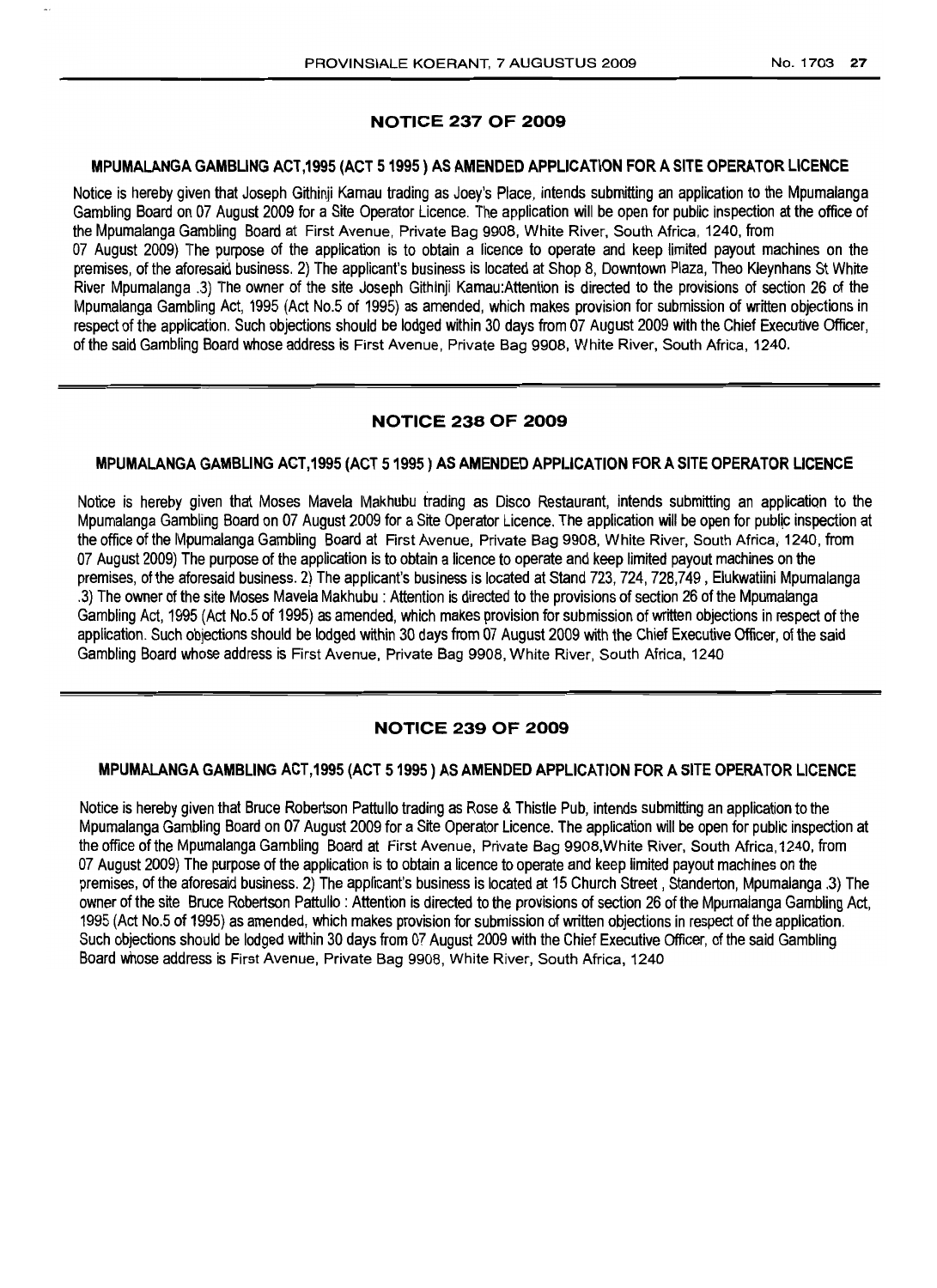## NOTICE 237 OF 2009

### MPUMALANGA GAMBLING ACT,1995 (ACT 5 1995 ) AS AMENDED APPLICATION FOR A SITE OPERATOR LICENCE

Notice is hereby given that Joseph Githinji Kamau trading as Joey's Place, intends submitting an application to the Mpumalanga Gambling Board on 07 August 2009 for a Site Operator Licence. The application will be open for public inspection at the office of the Mpumalanga Gambling Board at First Avenue, Private Bag 9908, White River, South Africa, 1240, from 07 August 2009) The purpose of the application is to obtain a licence to operate and keep limited payout machines on the premises, of the aforesaid business. 2) The applicant's business is located at Shop 8, Downtown Plaza, Theo Kleynhans St White River Mpumalanga .3) The owner of the site Joseph Githinji Kamau:Attention is directed to the provisions of section 26 of the Mpumalanga Gambling Act, 1995 (Act No.5 of 1995) as amended, which makes provision for submission of written objections in respect of the application. Such objections should be lodged within 30 days from 07 August 2009 with the Chief Executive Officer, of the said Gambling Board whose address is First Avenue, Private Bag 9908, White River, South Africa, 1240.

## NOTICE 238 OF 2009

### MPUMALANGA GAMBLING ACT,1995 (ACT 5 1995 ) AS AMENDED APPLICATION FOR A SITE OPERATOR LICENCE

Notice is hereby given that Moses Mavela Makhubu trading as Disco Restaurant, intends submitting an application to the Mpumalanga Gambling Board on 07 August 2009 for a Site Operator Licence. The application will be open for public inspection at the office of the Mpumalanga Gambling Board at First Avenue, Private Bag 9908, White River, South Africa, 1240, from 07 August 2009) The purpose of the application is to obtain a licence to operate and keep limited payout machines on the premises, of the aforesaid business. 2) The applicant's business is located at Stand 723, 724, 728,749 , Elukwatiini Mpumalanga .3) The owner of the site Moses Mavela Makhubu : Attention is directed to the provisions of section 26 of the Mpumalanga Gambling Act, 1995 (Act No.5 of 1995) as amended, which makes provision for submission of written objections in respect of the application. Such objections should be lodged within 30 days from 07 August 2009 with the Chief Executive Officer, of the said Gambling Board whose address is First Avenue, Private Bag 9908, White River, South Africa, 1240

## NOTICE 239 OF 2009

### MPUMALANGA GAMBLING ACT,1995 (ACT 5 1995 ) AS AMENDED APPLICATION FOR A SITE OPERATOR LICENCE

Notice is hereby given that Bruce Robertson Pattullo trading as Rose & Thistle Pub, intends submitting an application to the Mpumalanga Gambling Board on 07 August 2009 for a Site Operator Licence. The application will be open for public inspection at the office of the Mpumalanga Gambling Board at First Avenue, Private Bag 9908,White River, South Africa,1240, from 07 August 2009) The purpose of the application is to obtain a licence to operate and keep limited payout machines on the premises, of the aforesaid business. 2) The applicant's business is located at 15 Church Street , Standerton, Mpumalanga .3) The owner of the site Bruce Robertson Pattullo : Attention is directed to the provisions of section 26 of the Mpumalanga Gambling Act, 1995 (Act No.5 of 1995) as amended, which makes provision for submission of written objections in respect of the application. Such objections should be lodged within 30 days from 07 August 2009 with the Chief Executive Officer, of the said Gambling Board whose address is First Avenue, Private Bag 9908, White River, South Africa, 1240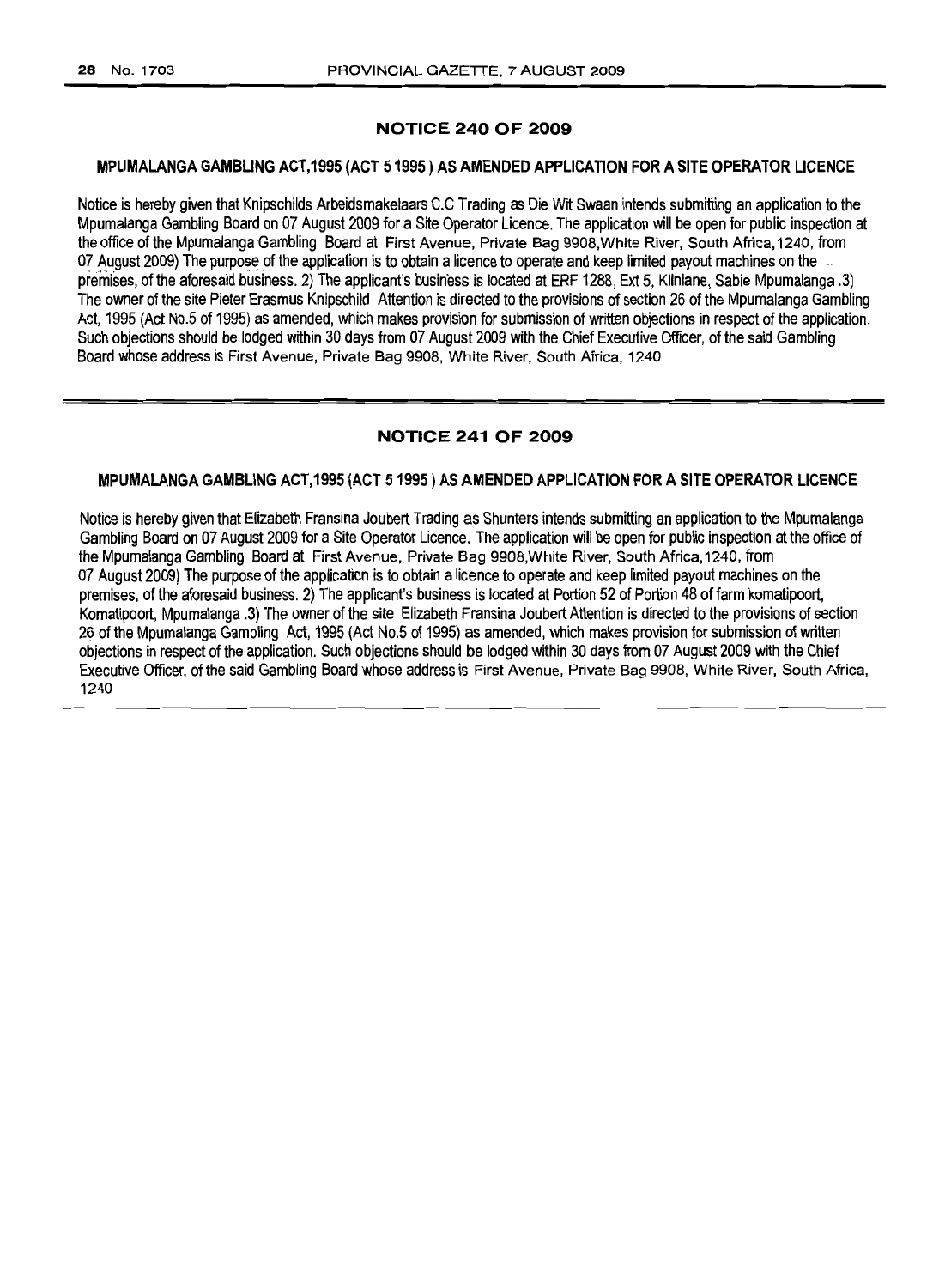## NOTICE 240 OF 2009

### MPUMALANGA GAMBLING ACT,1995 (ACT 5 1995 ) AS AMENDED APPLICATION FOR A SITE OPERATOR LICENCE

Notice is hereby given that Knipschilds Arbeidsmakelaars C.C Trading as Die Wit Swaan intends submitting an application to the Mpumalanga Gambling Board on 07 August 2009 for a Site Operator Licence. The application will be open for public inspection at the office of the Mpumalanga Gambling Board at First Avenue, Private Bag 9908,White River, South Africa,1240, from 07 August 2009) The purpose of the application is to obtain a licence to operate and keep limited payout machines on the premises, of the aforesaid business. 2) The applicant's business is located at ERF 1288, Ext 5, Kilnlane, Sabie Mpumalanga .3) The owner of the site Pieter Erasmus Knipschild Attention is directed to the provisions of section 26 of the Mpumalanga Gambling Act, 1995 (Act No.5 of 1995) as amended, which makes provision for submission of written objections in respect of the application. Such objections should be lodged within 30 days from 07 August 2009 with the Chief Executive Officer, of the said Gambling Board whose address is First Avenue, Private Bag 9908, White River, South Africa, 1240

## NOTICE 241 OF 2009

### MPUMALANGA GAMBLING ACT,1995 (ACT 5 1995 ) AS AMENDED APPLICATION FOR A SITE OPERATOR LICENCE

Notice is hereby given that Elizabeth Fransina Joubert Trading as Shunters intends submitting an application to the Mpumalanga Gambling Board on 07 August 2009 for a Site Operator Licence. The application will be open for public inspection at the office of the Mpumalanga Gambling Board at First Avenue, Private Bag 9908,White River, South Africa,1240, from 07 August 2009) The purpose of the application is to obtain a licence to operate and keep limited payout machines on the premises, of the aforesaid business. 2) The applicant's business is located at Portion 52 of Portion 48 of farm komatipoort, Komatipoort, Mpumalanga .3) The owner of the site Elizabeth Fransina Joubert Attention is directed to the provisions of section 26 of the Mpumalanga Gambling Act, 1995 (Act No.5 of 1995) as amended, which makes provision for submission of written objections in respect of the application. Such objections should be lodged within 30 days from 07 August 2009 with the Chief Executive Officer, of the said Gambling Board whose address is First Avenue, Private Bag 9908, White River, South Africa, 1240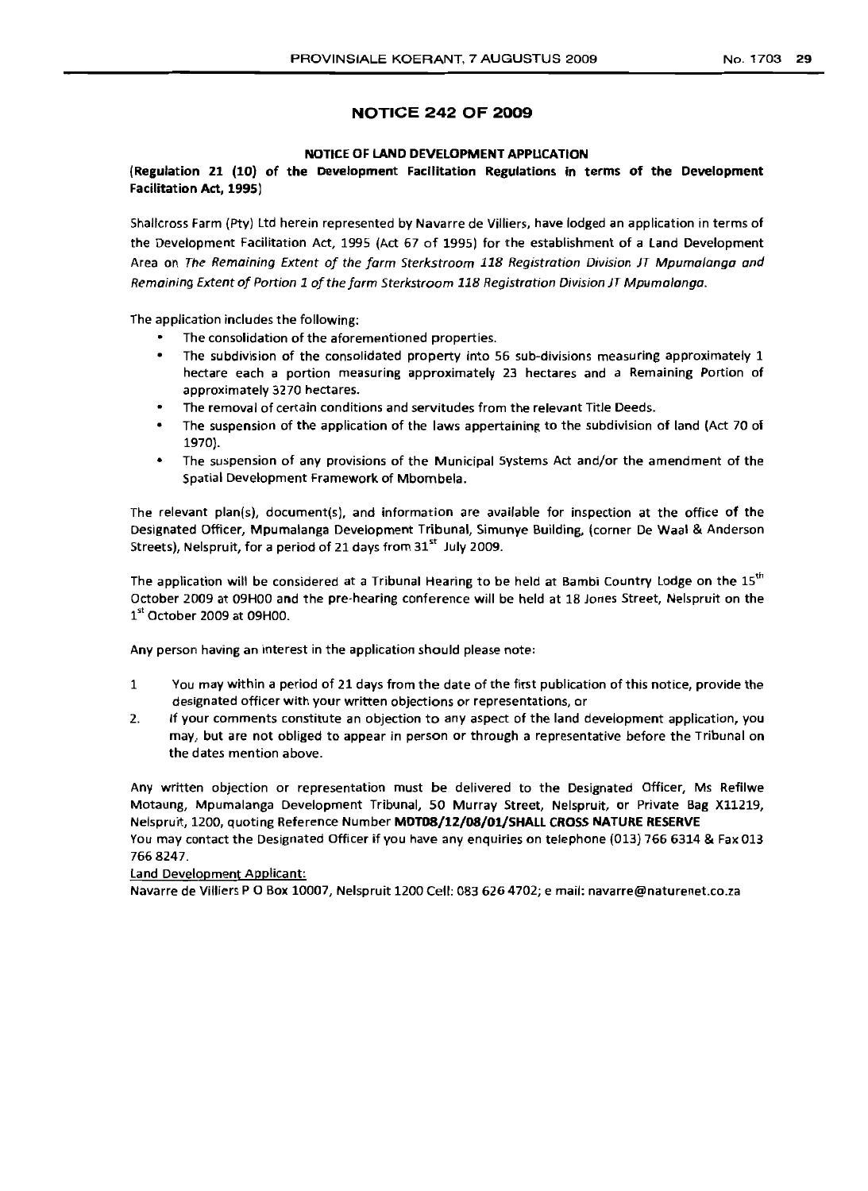## NOTICE 242 OF 2009

**NOTICE OF LAND DEVELOPMENT APPLICATION**

**(Regulation 21 (10) of the Development Facilitation Regulations in terms of the Development Facilitation Act, 1995)**

Shallcross Farm (Pty) Ltd herein represented by Navarre de Villiers, have lodged an application in terms of the Development Facilitation Act, 1995 (Act 67 of 1995) for the establishment of a Land Development Area on *The Remaining Extent of the farm Sterkstroom 118 Registration Division JT Mpumalanga and Remaining Extent of Portion 1 of the farm Sterkstroom 118 Registration Division JT Mpumalanga.*

The application includes the following:

- The consolidation of the aforementioned properties.
- The subdivision of the consolidated property into 56 sub-divisions measuring approximately 1 hectare each a portion measuring approximately 23 hectares and a Remaining Portion of approximately 3270 hectares.
- The removal of certain conditions and servitudes from the relevant Title Deeds.
- The suspension of the application of the laws appertaining to the subdivision of land (Act 70 of 1970).
- The suspension of any provisions of the Municipal Systems Act and/or the amendment of the Spatial Development Framework of Mbombela.

The relevant plan(s), document(s), and information are available for inspection at the office of the Designated Officer, Mpumalanga Development Tribunal, Simunye Building, (corner De Waal & Anderson Streets), Nelspruit, for a period of 21 days from 31st July 2009.

The application will be considered at a Tribunal Hearing to be held at Bambi Country Lodge on the 15th October 2009 at 09H00 and the pre-hearing conference will be held at 18 Jones Street, Nelspruit on the 1st October 2009 at 09H00.

Any person having an interest in the application should please note:

1 You may within a period of 21 days from the date of the first publication of this notice, provide the designated officer with your written objections or representations, or

2. If your comments constitute an objection to any aspect of the land development application, you may, but are not obliged to appear in person or through a representative before the Tribunal on the dates mention above.

Any written objection or representation must be delivered to the Designated Officer, Ms Refilwe Motaung, Mpumalanga Development Tribunal, 50 Murray Street, Nelspruit, or Private Bag X11219, Nelspruit, 1200, quoting Reference Number **MDT08/12/08/01/SHALL CROSS NATURE RESERVE**

You may contact the Designated Officer if you have any enquiries on telephone (013) 766 6314 & Fax 013 766 8247.

Land Development Applicant:

Navarre de Villiers P O Box 10007, Nelspruit 1200 Cell: 083 626 4702; e mail: navarre@naturenet.co.za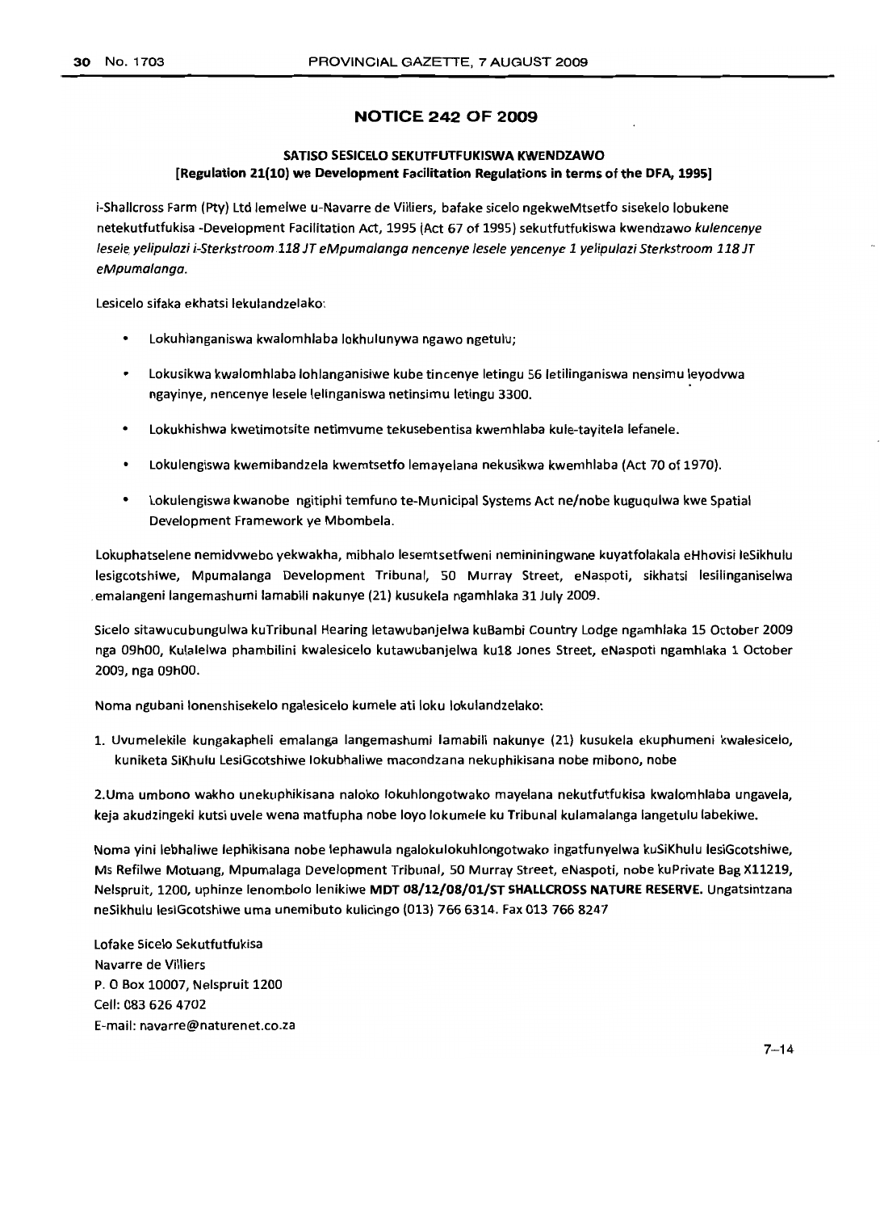## NOTICE 242 OF 2009

### SATISO SESICELO SEKUTFUTFUKISWA KWENDZAWO

**[Regulation 21(10) we Development Facilitation Regulations in terms of the DFA, 1995]**

i-Shallcross Farm (Pty) Ltd lemelwe u-Navarre de Villiers, bafake sicelo ngekweMtsetfo sisekelo lobukene netekutfutfukisa -Development Facilitation Act, 1995 (Act 67 of 1995) sekutfutfukiswa kwendzawo *kulencenye lesele yelipulazi i-Sterkstroom 118 JT eMpumalanga nencenye lesele yencenye 1 yelipulazi Sterkstroom 118 JT eMpumalanga.*

Lesicelo sifaka ekhatsi lekulandzelako:

- Lokuhlanganiswa kwalomhlaba lokhulunywa ngawo ngetulu;
- Lokusikwa kwalomhlaba lohlanganisiwe kube tincenye letingu 56 letilinganiswa nensimu leyodvwa ngayinye, nencenye lesele lelinganiswa netinsimu letingu 3300.
- Lokukhishwa kwetimotsite netimvume tekusebentisa kwemhlaba kule-tayitela lefanele.
- Lokulengiswa kwemibandzela kwemtsetfo lemayelana nekusikwa kwemhlaba (Act 70 of 1970).
- Lokulengiswa kwanobe ngitiphi temfuno te-Municipal Systems Act ne/nobe kuguqulwa kwe Spatial Development Framework ye Mbombela.

Lokuphatselene nemidvwebo yekwakha, mibhalo lesemtsetfweni nemininingwane kuyatfolakala eHhovisi leSikhulu lesigcotshiwe, Mpumalanga Development Tribunal, 50 Murray Street, eNaspoti, sikhatsi lesilinganiselwa emalangeni langemashumi lamabili nakunye (21) kusukela ngamhlaka 31 July 2009.

Sicelo sitawucubungulwa kuTribunal Hearing letawubanjelwa kuBambi Country Lodge ngamhlaka 15 October 2009 nga 09h00, Kulalelwa phambilini kwalesicelo kutawubanjelwa ku18 Jones Street, eNaspoti ngamhlaka 1 October 2009, nga 09h00.

Noma ngubani lonenshisekelo ngalesicelo kumele ati loku lokulandzelako:

1. Uvumelekile kungakapheli emalanga langemashumi lamabili nakunye (21) kusukela ekuphumeni kwalesicelo, kuniketa SiKhulu LesiGcotshiwe lokubhaliwe macondzana nekuphikisana nobe mibono, nobe

2. Uma umbono wakho unekuphikisana naloko lokuhlongotwako mayelana nekutfutfukisa kwalomhlaba ungavela, keja akudzingeki kutsi uvele wena matfupha nobe loyo lokumele ku Tribunal kulamalanga langetulu labekiwe.

Noma yini lebhaliwe lephikisana nobe lephawula ngalokulokuhlongotwako ingatfunyelwa kuSiKhulu lesiGcotshiwe, Ms Refilwe Motuang, Mpumalaga Development Tribunal, 50 Murray Street, eNaspoti, nobe kuPrivate Bag X11219, Nelspruit, 1200, uphinze lenombolo lenikiwe **MDT 08/12/08/01/ST SHALLCROSS NATURE RESERVE.** Ungatsintzana neSikhulu lesiGcotshiwe uma unemibuto kulicingo (013) 766 6314. Fax 013 766 8247

Lofake Sicelo Sekutfutfukisa
Navarre de Villiers
P. O Box 10007, Nelspruit 1200
Cell: 083 626 4702
E-mail: navarre@naturenet.co.za

7–14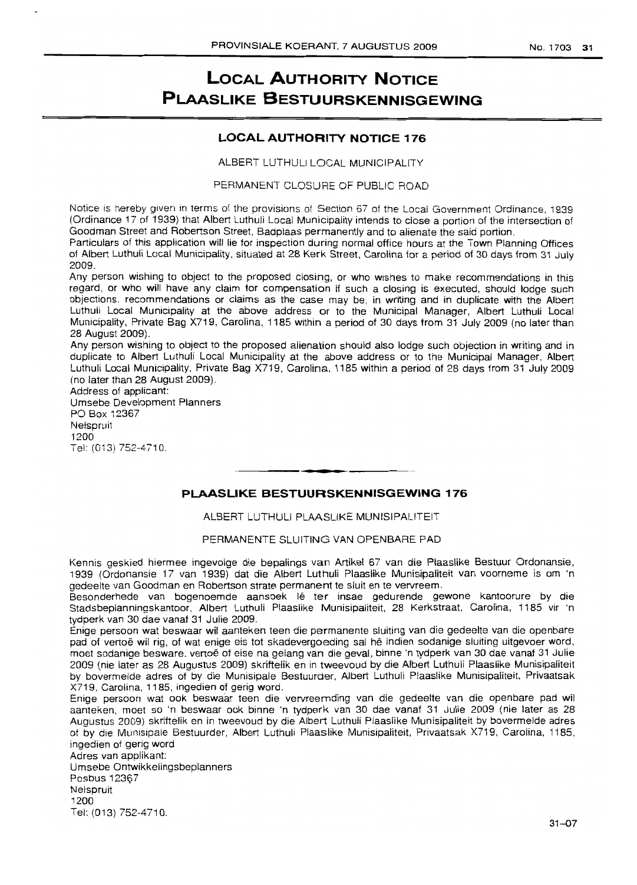# LOCAL AUTHORITY NOTICE
# PLAASLIKE BESTUURSKENNISGEWING

## LOCAL AUTHORITY NOTICE 176

ALBERT LUTHULI LOCAL MUNICIPALITY

PERMANENT CLOSURE OF PUBLIC ROAD

Notice is hereby given in terms of the provisions of Section 67 of the Local Government Ordinance, 1939 (Ordinance 17 of 1939) that Albert Luthuli Local Municipality intends to close a portion of the intersection of Goodman Street and Robertson Street, Badplaas permanently and to alienate the said portion.

Particulars of this application will lie for inspection during normal office hours at the Town Planning Offices of Albert Luthuli Local Municipality, situated at 28 Kerk Street, Carolina for a period of 30 days from 31 July 2009.

Any person wishing to object to the proposed closing, or who wishes to make recommendations in this regard, or who will have any claim for compensation if such a closing is executed, should lodge such objections, recommendations or claims as the case may be, in writing and in duplicate with the Albert Luthuli Local Municipality at the above address or to the Municipal Manager, Albert Luthuli Local Municipality, Private Bag X719, Carolina, 1185 within a period of 30 days from 31 July 2009 (no later than 28 August 2009).

Any person wishing to object to the proposed alienation should also lodge such objection in writing and in duplicate to Albert Luthuli Local Municipality at the above address or to the Municipal Manager, Albert Luthuli Local Municipality, Private Bag X719, Carolina, 1185 within a period of 28 days from 31 July 2009 (no later than 28 August 2009).

Address of applicant:
Umsebe Development Planners
PO Box 12367
Nelspruit
1200
Tel: (013) 752-4710.

## PLAASLIKE BESTUURSKENNISGEWING 176

ALBERT LUTHULI PLAASLIKE MUNISIPALITEIT

PERMANENTE SLUITING VAN OPENBARE PAD

Kennis geskied hiermee ingevolge die bepalings van Artikel 67 van die Plaaslike Bestuur Ordonansie, 1939 (Ordonansie 17 van 1939) dat die Albert Luthuli Plaaslike Munisipaliteit van voorneme is om 'n gedeelte van Goodman en Robertson strate permanent te sluit en te vervreem.

Besonderhede van bogenoemde aansoek lê ter insae gedurende gewone kantoorure by die Stadsbeplanningskantoor, Albert Luthuli Plaaslike Munisipaliteit, 28 Kerkstraat, Carolina, 1185 vir 'n tydperk van 30 dae vanaf 31 Julie 2009.

Enige persoon wat beswaar wil aanteken teen die permanente sluiting van die gedeelte van die openbare pad of vertoë wil rig, of wat enige eis tot skadevergoeding sal hê indien sodanige sluiting uitgevoer word, moet sodanige besware, vertoë of eise na gelang van die geval, binne 'n tydperk van 30 dae vanaf 31 Julie 2009 (nie later as 28 Augustus 2009) skriftelik en in tweevoud by die Albert Luthuli Plaaslike Munisipaliteit by bovermelde adres of by die Munisipale Bestuurder, Albert Luthuli Plaaslike Munisipaliteit, Privaatsak X719, Carolina, 1185, ingedien of gerig word.

Enige persoon wat ook beswaar teen die vervreemding van die gedeelte van die openbare pad wil aanteken, moet so 'n beswaar ook binne 'n tydperk van 30 dae vanaf 31 Julie 2009 (nie later as 28 Augustus 2009) skriftelik en in tweevoud by die Albert Luthuli Plaaslike Munisipaliteit by bovermelde adres of by die Munisipale Bestuurder, Albert Luthuli Plaaslike Munisipaliteit, Privaatsak X719, Carolina, 1185, ingedien of gerig word

Adres van applikant:
Umsebe Ontwikkelingsbeplanners
Posbus 12367
Nelspruit
1200
Tel: (013) 752-4710.

31–07